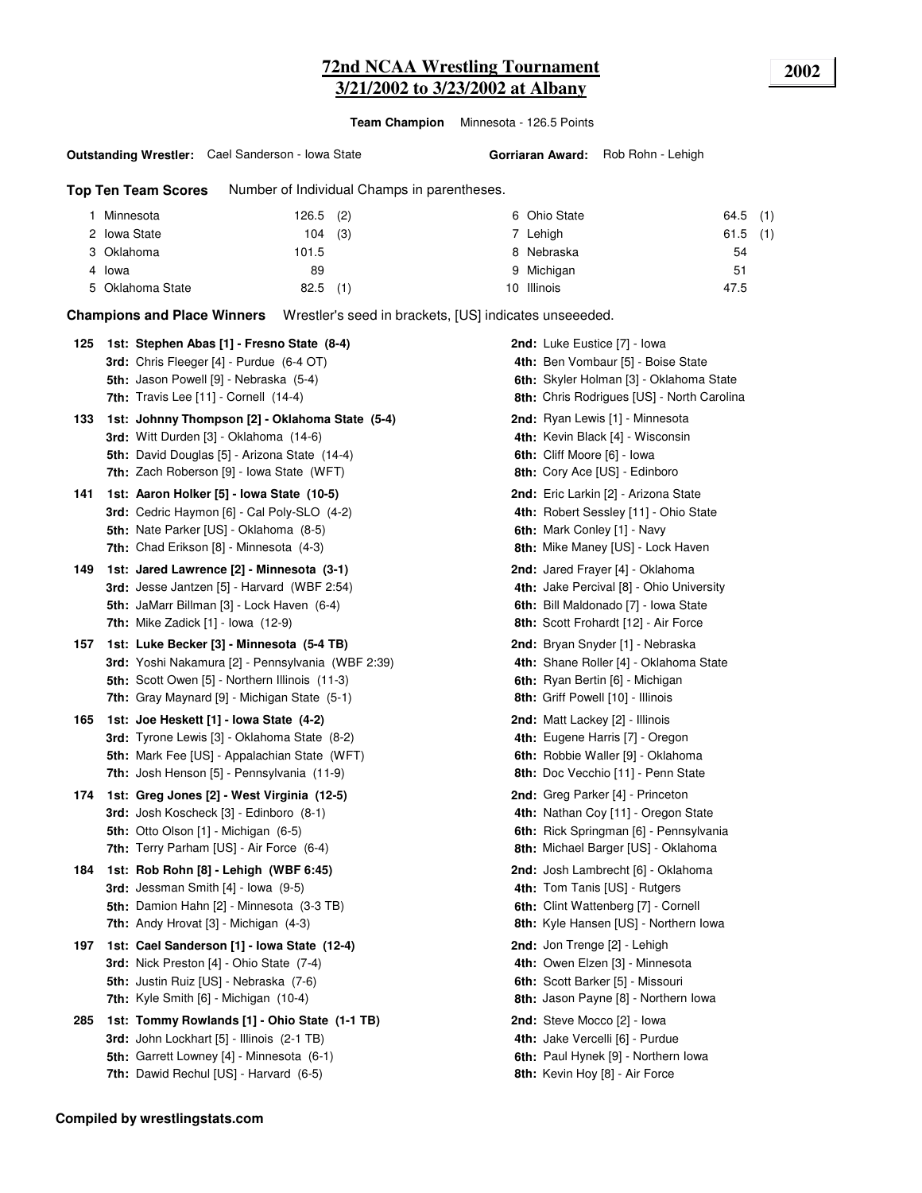# 72nd NCAA Wrestling Tournament
## 3/21/2002 to 3/23/2002 at Albany

**2002**

**Team Champion** Minnesota - 126.5 Points

**Outstanding Wrestler:** Cael Sanderson - Iowa State

**Gorriaran Award:** Rob Rohn - Lehigh

**Top Ten Team Scores** Number of Individual Champs in parentheses.

| Rank | Team | Points | Champs |
|---|---|---|---|
| 1 | Minnesota | 126.5 | (2) |
| 2 | Iowa State | 104 | (3) |
| 3 | Oklahoma | 101.5 | |
| 4 | Iowa | 89 | |
| 5 | Oklahoma State | 82.5 | (1) |
| 6 | Ohio State | 64.5 | (1) |
| 7 | Lehigh | 61.5 | (1) |
| 8 | Nebraska | 54 | |
| 9 | Michigan | 51 | |
| 10 | Illinois | 47.5 | |

**Champions and Place Winners** Wrestler's seed in brackets, [US] indicates unseeeded.

**125**
- **1st: Stephen Abas [1] - Fresno State (8-4)**
- **2nd:** Luke Eustice [7] - Iowa
- **3rd:** Chris Fleeger [4] - Purdue (6-4 OT)
- **4th:** Ben Vombaur [5] - Boise State
- **5th:** Jason Powell [9] - Nebraska (5-4)
- **6th:** Skyler Holman [3] - Oklahoma State
- **7th:** Travis Lee [11] - Cornell (14-4)
- **8th:** Chris Rodrigues [US] - North Carolina

**133**
- **1st: Johnny Thompson [2] - Oklahoma State (5-4)**
- **2nd:** Ryan Lewis [1] - Minnesota
- **3rd:** Witt Durden [3] - Oklahoma (14-6)
- **4th:** Kevin Black [4] - Wisconsin
- **5th:** David Douglas [5] - Arizona State (14-4)
- **6th:** Cliff Moore [6] - Iowa
- **7th:** Zach Roberson [9] - Iowa State (WFT)
- **8th:** Cory Ace [US] - Edinboro

**141**
- **1st: Aaron Holker [5] - Iowa State (10-5)**
- **2nd:** Eric Larkin [2] - Arizona State
- **3rd:** Cedric Haymon [6] - Cal Poly-SLO (4-2)
- **4th:** Robert Sessley [11] - Ohio State
- **5th:** Nate Parker [US] - Oklahoma (8-5)
- **6th:** Mark Conley [1] - Navy
- **7th:** Chad Erikson [8] - Minnesota (4-3)
- **8th:** Mike Maney [US] - Lock Haven

**149**
- **1st: Jared Lawrence [2] - Minnesota (3-1)**
- **2nd:** Jared Frayer [4] - Oklahoma
- **3rd:** Jesse Jantzen [5] - Harvard (WBF 2:54)
- **4th:** Jake Percival [8] - Ohio University
- **5th:** JaMarr Billman [3] - Lock Haven (6-4)
- **6th:** Bill Maldonado [7] - Iowa State
- **7th:** Mike Zadick [1] - Iowa (12-9)
- **8th:** Scott Frohardt [12] - Air Force

**157**
- **1st: Luke Becker [3] - Minnesota (5-4 TB)**
- **2nd:** Bryan Snyder [1] - Nebraska
- **3rd:** Yoshi Nakamura [2] - Pennsylvania (WBF 2:39)
- **4th:** Shane Roller [4] - Oklahoma State
- **5th:** Scott Owen [5] - Northern Illinois (11-3)
- **6th:** Ryan Bertin [6] - Michigan
- **7th:** Gray Maynard [9] - Michigan State (5-1)
- **8th:** Griff Powell [10] - Illinois

**165**
- **1st: Joe Heskett [1] - Iowa State (4-2)**
- **2nd:** Matt Lackey [2] - Illinois
- **3rd:** Tyrone Lewis [3] - Oklahoma State (8-2)
- **4th:** Eugene Harris [7] - Oregon
- **5th:** Mark Fee [US] - Appalachian State (WFT)
- **6th:** Robbie Waller [9] - Oklahoma
- **7th:** Josh Henson [5] - Pennsylvania (11-9)
- **8th:** Doc Vecchio [11] - Penn State

**174**
- **1st: Greg Jones [2] - West Virginia (12-5)**
- **2nd:** Greg Parker [4] - Princeton
- **3rd:** Josh Koscheck [3] - Edinboro (8-1)
- **4th:** Nathan Coy [11] - Oregon State
- **5th:** Otto Olson [1] - Michigan (6-5)
- **6th:** Rick Springman [6] - Pennsylvania
- **7th:** Terry Parham [US] - Air Force (6-4)
- **8th:** Michael Barger [US] - Oklahoma

**184**
- **1st: Rob Rohn [8] - Lehigh (WBF 6:45)**
- **2nd:** Josh Lambrecht [6] - Oklahoma
- **3rd:** Jessman Smith [4] - Iowa (9-5)
- **4th:** Tom Tanis [US] - Rutgers
- **5th:** Damion Hahn [2] - Minnesota (3-3 TB)
- **6th:** Clint Wattenberg [7] - Cornell
- **7th:** Andy Hrovat [3] - Michigan (4-3)
- **8th:** Kyle Hansen [US] - Northern Iowa

**197**
- **1st: Cael Sanderson [1] - Iowa State (12-4)**
- **2nd:** Jon Trenge [2] - Lehigh
- **3rd:** Nick Preston [4] - Ohio State (7-4)
- **4th:** Owen Elzen [3] - Minnesota
- **5th:** Justin Ruiz [US] - Nebraska (7-6)
- **6th:** Scott Barker [5] - Missouri
- **7th:** Kyle Smith [6] - Michigan (10-4)
- **8th:** Jason Payne [8] - Northern Iowa

**285**
- **1st: Tommy Rowlands [1] - Ohio State (1-1 TB)**
- **2nd:** Steve Mocco [2] - Iowa
- **3rd:** John Lockhart [5] - Illinois (2-1 TB)
- **4th:** Jake Vercelli [6] - Purdue
- **5th:** Garrett Lowney [4] - Minnesota (6-1)
- **6th:** Paul Hynek [9] - Northern Iowa
- **7th:** Dawid Rechul [US] - Harvard (6-5)
- **8th:** Kevin Hoy [8] - Air Force

**Compiled by wrestlingstats.com**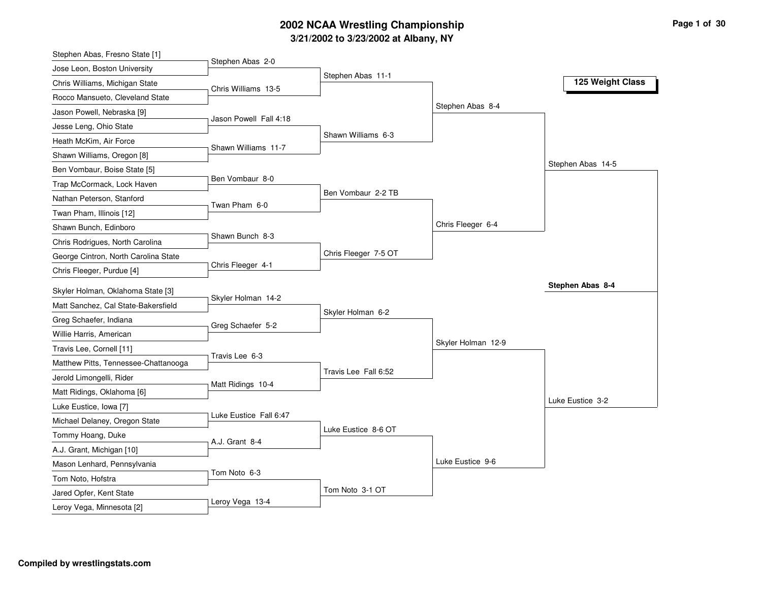# 2002 NCAA Wrestling Championship

## 3/21/2002 to 3/23/2002 at Albany, NY

### 125 Weight Class

**First Round**

- Stephen Abas, Fresno State [1] vs Jose Leon, Boston University — Stephen Abas 2-0
- Chris Williams, Michigan State vs Rocco Mansueto, Cleveland State — Chris Williams 13-5
- Jason Powell, Nebraska [9] vs Jesse Leng, Ohio State — Jason Powell Fall 4:18
- Heath McKim, Air Force vs Shawn Williams, Oregon [8] — Shawn Williams 11-7
- Ben Vombaur, Boise State [5] vs Trap McCormack, Lock Haven — Ben Vombaur 8-0
- Nathan Peterson, Stanford vs Twan Pham, Illinois [12] — Twan Pham 6-0
- Shawn Bunch, Edinboro vs Chris Rodrigues, North Carolina — Shawn Bunch 8-3
- George Cintron, North Carolina State vs Chris Fleeger, Purdue [4] — Chris Fleeger 4-1
- Skyler Holman, Oklahoma State [3] vs Matt Sanchez, Cal State-Bakersfield — Skyler Holman 14-2
- Greg Schaefer, Indiana vs Willie Harris, American — Greg Schaefer 5-2
- Travis Lee, Cornell [11] vs Matthew Pitts, Tennessee-Chattanooga — Travis Lee 6-3
- Jerold Limongelli, Rider vs Matt Ridings, Oklahoma [6] — Matt Ridings 10-4
- Luke Eustice, Iowa [7] vs Michael Delaney, Oregon State — Luke Eustice Fall 6:47
- Tommy Hoang, Duke vs A.J. Grant, Michigan [10] — A.J. Grant 8-4
- Mason Lenhard, Pennsylvania vs Tom Noto, Hofstra — Tom Noto 6-3
- Jared Opfer, Kent State vs Leroy Vega, Minnesota [2] — Leroy Vega 13-4

**Second Round**

- Stephen Abas 11-1
- Shawn Williams 6-3
- Ben Vombaur 2-2 TB
- Chris Fleeger 7-5 OT
- Skyler Holman 6-2
- Travis Lee Fall 6:52
- Luke Eustice 8-6 OT
- Tom Noto 3-1 OT

**Quarterfinals**

- Stephen Abas 8-4
- Chris Fleeger 6-4
- Skyler Holman 12-9
- Luke Eustice 9-6

**Semifinals**

- Stephen Abas 14-5
- Luke Eustice 3-2

**Final**

- **Stephen Abas 8-4**

Compiled by wrestlingstats.com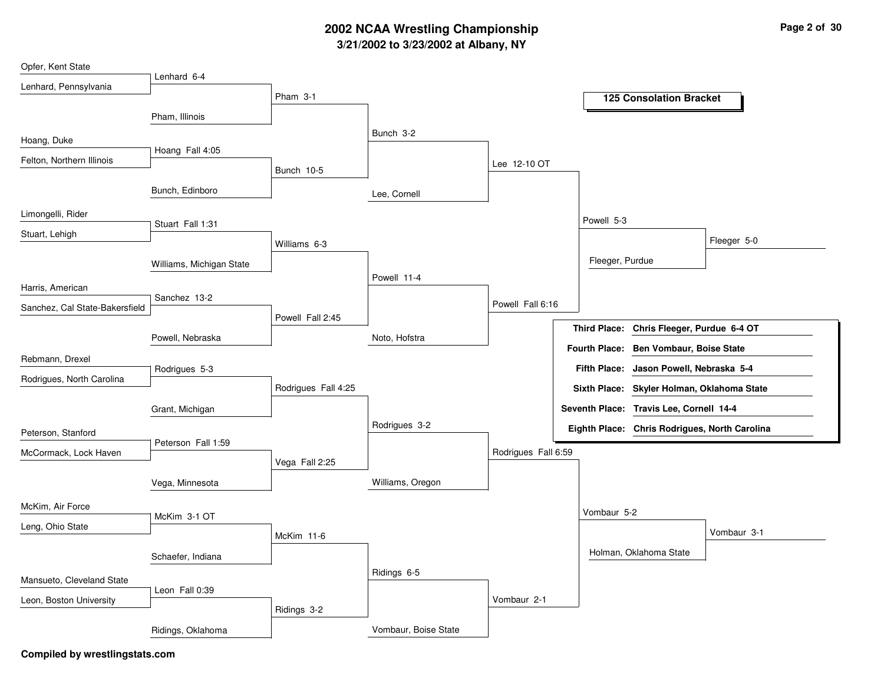# 2002 NCAA Wrestling Championship

## 3/21/2002 to 3/23/2002 at Albany, NY

### 125 Consolation Bracket

**Round 1**

- Opfer, Kent State vs. Lenhard, Pennsylvania — Lenhard 6-4
- Hoang, Duke vs. Felton, Northern Illinois — Hoang Fall 4:05
- Limongelli, Rider vs. Stuart, Lehigh — Stuart Fall 1:31
- Harris, American vs. Sanchez, Cal State-Bakersfield — Sanchez 13-2
- Rebmann, Drexel vs. Rodrigues, North Carolina — Rodrigues 5-3
- Peterson, Stanford vs. McCormack, Lock Haven — Peterson Fall 1:59
- McKim, Air Force vs. Leng, Ohio State — McKim 3-1 OT
- Mansueto, Cleveland State vs. Leon, Boston University — Leon Fall 0:39

**Round 2**

- Lenhard vs. Pham, Illinois — Pham 3-1
- Hoang vs. Bunch, Edinboro — Bunch 10-5
- Stuart vs. Williams, Michigan State — Williams 6-3
- Sanchez vs. Powell, Nebraska — Powell Fall 2:45
- Rodrigues vs. Grant, Michigan — Rodrigues Fall 4:25
- Peterson vs. Vega, Minnesota — Vega Fall 2:25
- McKim vs. Schaefer, Indiana — McKim 11-6
- Leon vs. Ridings, Oklahoma — Ridings 3-2

**Round 3**

- Pham vs. Bunch — Bunch 3-2
- Williams vs. Powell — Powell 11-4
- Rodrigues vs. Vega — Rodrigues 3-2
- McKim vs. Ridings — Ridings 6-5

**Round 4**

- Bunch vs. Lee, Cornell — Lee 12-10 OT
- Powell vs. Noto, Hofstra — Powell Fall 6:16
- Rodrigues vs. Williams, Oregon — Rodrigues Fall 6:59
- Ridings vs. Vombaur, Boise State — Vombaur 2-1

**Round 5**

- Lee vs. Powell — Powell 5-3
- Rodrigues vs. Vombaur — Vombaur 5-2

**Round 6**

- Powell vs. Fleeger, Purdue — Fleeger 5-0
- Vombaur vs. Holman, Oklahoma State — Vombaur 3-1

| Place | Result |
|---|---|
| Third Place: | Chris Fleeger, Purdue 6-4 OT |
| Fourth Place: | Ben Vombaur, Boise State |
| Fifth Place: | Jason Powell, Nebraska 5-4 |
| Sixth Place: | Skyler Holman, Oklahoma State |
| Seventh Place: | Travis Lee, Cornell 14-4 |
| Eighth Place: | Chris Rodrigues, North Carolina |

**Compiled by wrestlingstats.com**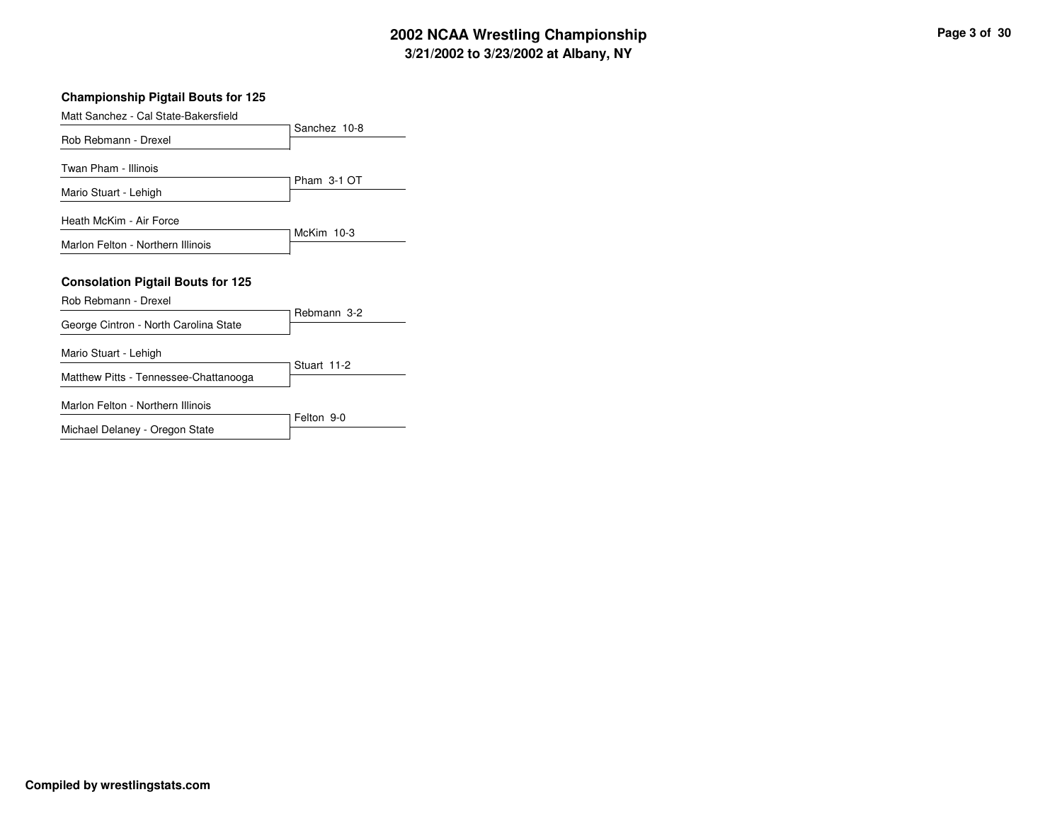# 2002 NCAA Wrestling Championship
## 3/21/2002 to 3/23/2002 at Albany, NY

### Championship Pigtail Bouts for 125

| Wrestler 1 | Wrestler 2 | Result |
|---|---|---|
| Matt Sanchez - Cal State-Bakersfield | Rob Rebmann - Drexel | Sanchez 10-8 |
| Twan Pham - Illinois | Mario Stuart - Lehigh | Pham 3-1 OT |
| Heath McKim - Air Force | Marlon Felton - Northern Illinois | McKim 10-3 |

### Consolation Pigtail Bouts for 125

| Wrestler 1 | Wrestler 2 | Result |
|---|---|---|
| Rob Rebmann - Drexel | George Cintron - North Carolina State | Rebmann 3-2 |
| Mario Stuart - Lehigh | Matthew Pitts - Tennessee-Chattanooga | Stuart 11-2 |
| Marlon Felton - Northern Illinois | Michael Delaney - Oregon State | Felton 9-0 |

**Compiled by wrestlingstats.com**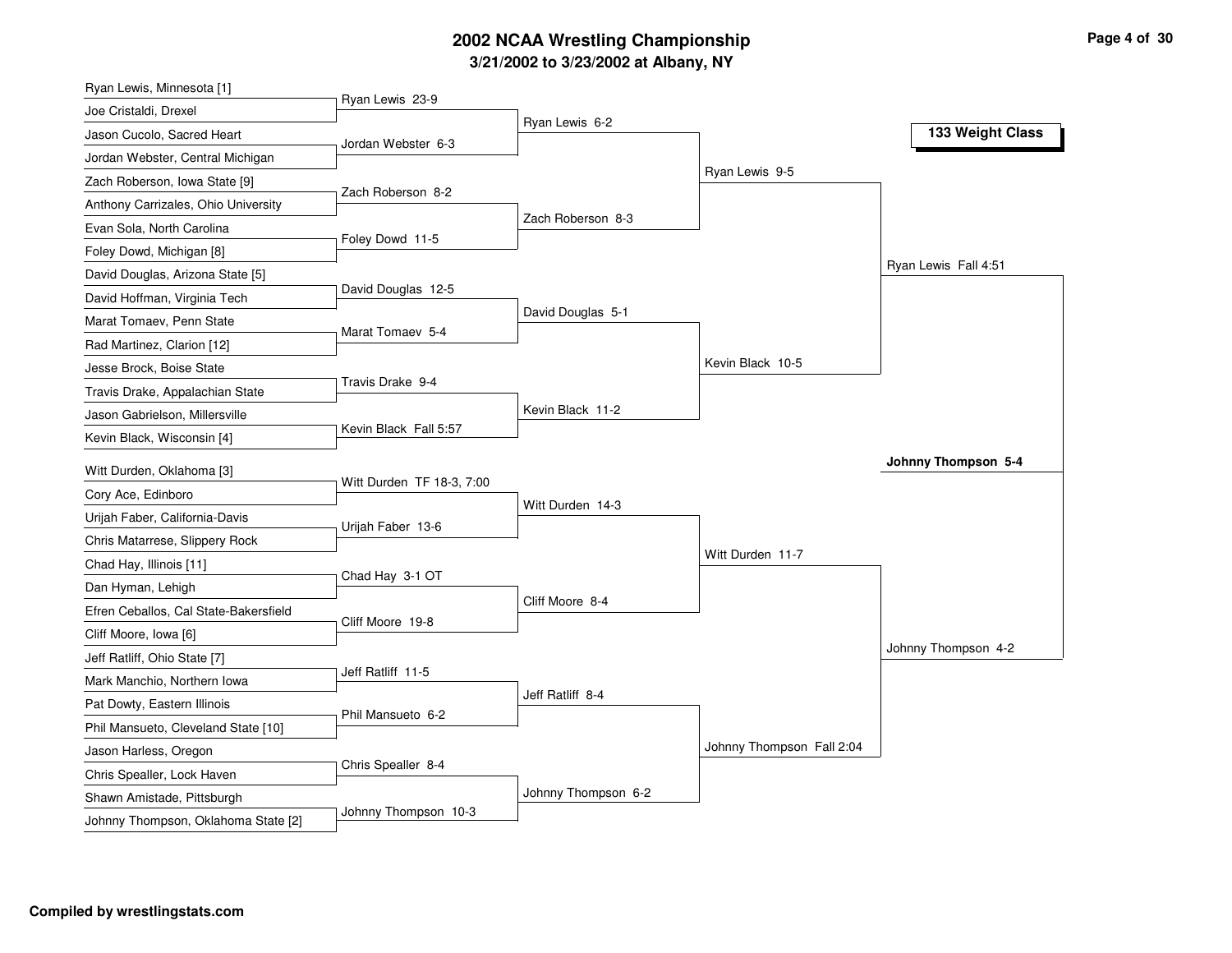# 2002 NCAA Wrestling Championship

## 3/21/2002 to 3/23/2002 at Albany, NY

### 133 Weight Class

**First Round**

- Ryan Lewis, Minnesota [1] vs. Joe Cristaldi, Drexel — Ryan Lewis 23-9
- Jason Cucolo, Sacred Heart vs. Jordan Webster, Central Michigan — Jordan Webster 6-3
- Zach Roberson, Iowa State [9] vs. Anthony Carrizales, Ohio University — Zach Roberson 8-2
- Evan Sola, North Carolina vs. Foley Dowd, Michigan [8] — Foley Dowd 11-5
- David Douglas, Arizona State [5] vs. David Hoffman, Virginia Tech — David Douglas 12-5
- Marat Tomaev, Penn State vs. Rad Martinez, Clarion [12] — Marat Tomaev 5-4
- Jesse Brock, Boise State vs. Travis Drake, Appalachian State — Travis Drake 9-4
- Jason Gabrielson, Millersville vs. Kevin Black, Wisconsin [4] — Kevin Black Fall 5:57
- Witt Durden, Oklahoma [3] vs. Cory Ace, Edinboro — Witt Durden TF 18-3, 7:00
- Urijah Faber, California-Davis vs. Chris Matarrese, Slippery Rock — Urijah Faber 13-6
- Chad Hay, Illinois [11] vs. Dan Hyman, Lehigh — Chad Hay 3-1 OT
- Efren Ceballos, Cal State-Bakersfield vs. Cliff Moore, Iowa [6] — Cliff Moore 19-8
- Jeff Ratliff, Ohio State [7] vs. Mark Manchio, Northern Iowa — Jeff Ratliff 11-5
- Pat Dowty, Eastern Illinois vs. Phil Mansueto, Cleveland State [10] — Phil Mansueto 6-2
- Jason Harless, Oregon vs. Chris Spealler, Lock Haven — Chris Spealler 8-4
- Shawn Amistade, Pittsburgh vs. Johnny Thompson, Oklahoma State [2] — Johnny Thompson 10-3

**Second Round**

- Ryan Lewis 6-2
- Zach Roberson 8-3
- David Douglas 5-1
- Kevin Black 11-2
- Witt Durden 14-3
- Cliff Moore 8-4
- Jeff Ratliff 8-4
- Johnny Thompson 6-2

**Quarterfinals**

- Ryan Lewis 9-5
- Kevin Black 10-5
- Witt Durden 11-7
- Johnny Thompson Fall 2:04

**Semifinals**

- Ryan Lewis Fall 4:51
- Johnny Thompson 4-2

**Championship**

- **Johnny Thompson 5-4**

**Compiled by wrestlingstats.com**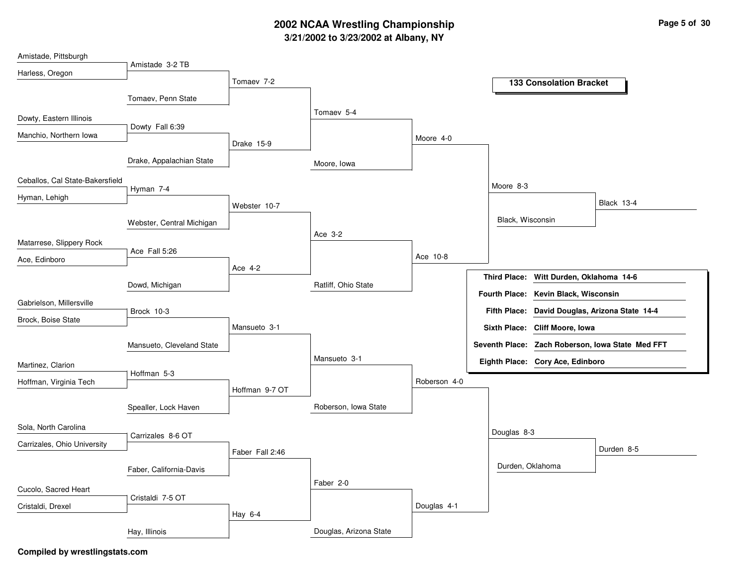# 2002 NCAA Wrestling Championship

## 3/21/2002 to 3/23/2002 at Albany, NY

### 133 Consolation Bracket

**Round 1**

- Amistade, Pittsburgh vs. Harless, Oregon — Amistade 3-2 TB
- Dowty, Eastern Illinois vs. Manchio, Northern Iowa — Dowty Fall 6:39
- Ceballos, Cal State-Bakersfield vs. Hyman, Lehigh — Hyman 7-4
- Matarrese, Slippery Rock vs. Ace, Edinboro — Ace Fall 5:26
- Gabrielson, Millersville vs. Brock, Boise State — Brock 10-3
- Martinez, Clarion vs. Hoffman, Virginia Tech — Hoffman 5-3
- Sola, North Carolina vs. Carrizales, Ohio University — Carrizales 8-6 OT
- Cucolo, Sacred Heart vs. Cristaldi, Drexel — Cristaldi 7-5 OT

**Round 2**

- Amistade vs. Tomaev, Penn State — Tomaev 7-2
- Dowty vs. Drake, Appalachian State — Drake 15-9
- Hyman vs. Webster, Central Michigan — Webster 10-7
- Ace vs. Dowd, Michigan — Ace 4-2
- Brock vs. Mansueto, Cleveland State — Mansueto 3-1
- Hoffman vs. Spealler, Lock Haven — Hoffman 9-7 OT
- Carrizales vs. Faber, California-Davis — Faber Fall 2:46
- Cristaldi vs. Hay, Illinois — Hay 6-4

**Round 3**

- Tomaev vs. Drake — Tomaev 5-4
- Webster vs. Ace — Ace 3-2
- Mansueto vs. Hoffman — Mansueto 3-1
- Faber vs. Hay — Faber 2-0

**Round 4**

- Tomaev vs. Moore, Iowa — Moore 4-0
- Ace vs. Ratliff, Ohio State — Ace 10-8
- Mansueto vs. Roberson, Iowa State — Roberson 4-0
- Faber vs. Douglas, Arizona State — Douglas 4-1

**Round 5**

- Moore vs. Ace — Moore 8-3
- Roberson vs. Douglas — Douglas 8-3

**Round 6**

- Moore vs. Black, Wisconsin — Black 13-4
- Douglas vs. Durden, Oklahoma — Durden 8-5

| Place | Result |
|---|---|
| **Third Place:** | **Witt Durden, Oklahoma 14-6** |
| **Fourth Place:** | **Kevin Black, Wisconsin** |
| **Fifth Place:** | **David Douglas, Arizona State 14-4** |
| **Sixth Place:** | **Cliff Moore, Iowa** |
| **Seventh Place:** | **Zach Roberson, Iowa State Med FFT** |
| **Eighth Place:** | **Cory Ace, Edinboro** |

**Compiled by wrestlingstats.com**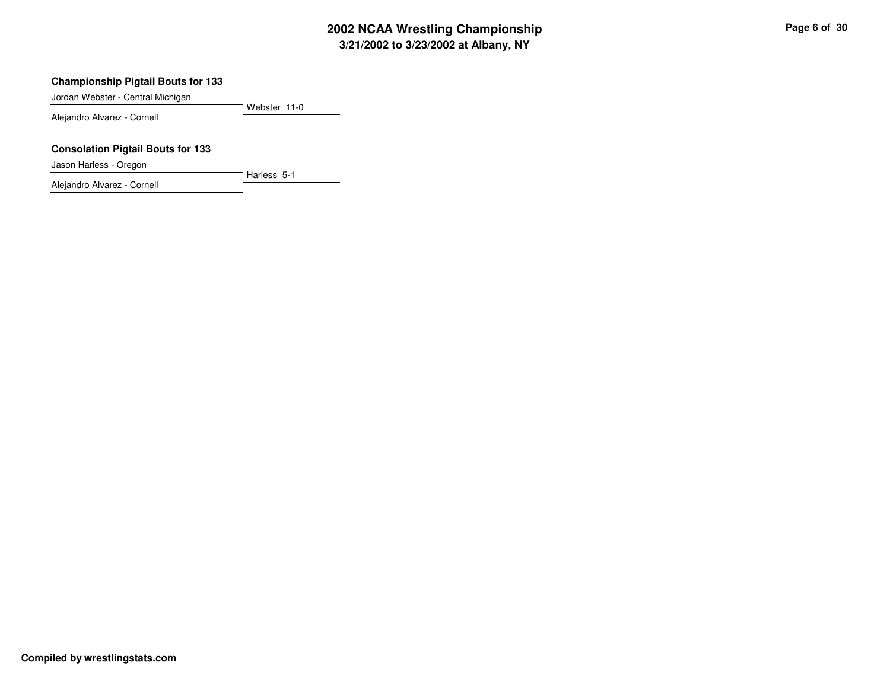### Championship Pigtail Bouts for 133

Jordan Webster - Central Michigan

Alejandro Alvarez - Cornell

Webster 11-0

### Consolation Pigtail Bouts for 133

Jason Harless - Oregon

Alejandro Alvarez - Cornell

Harless 5-1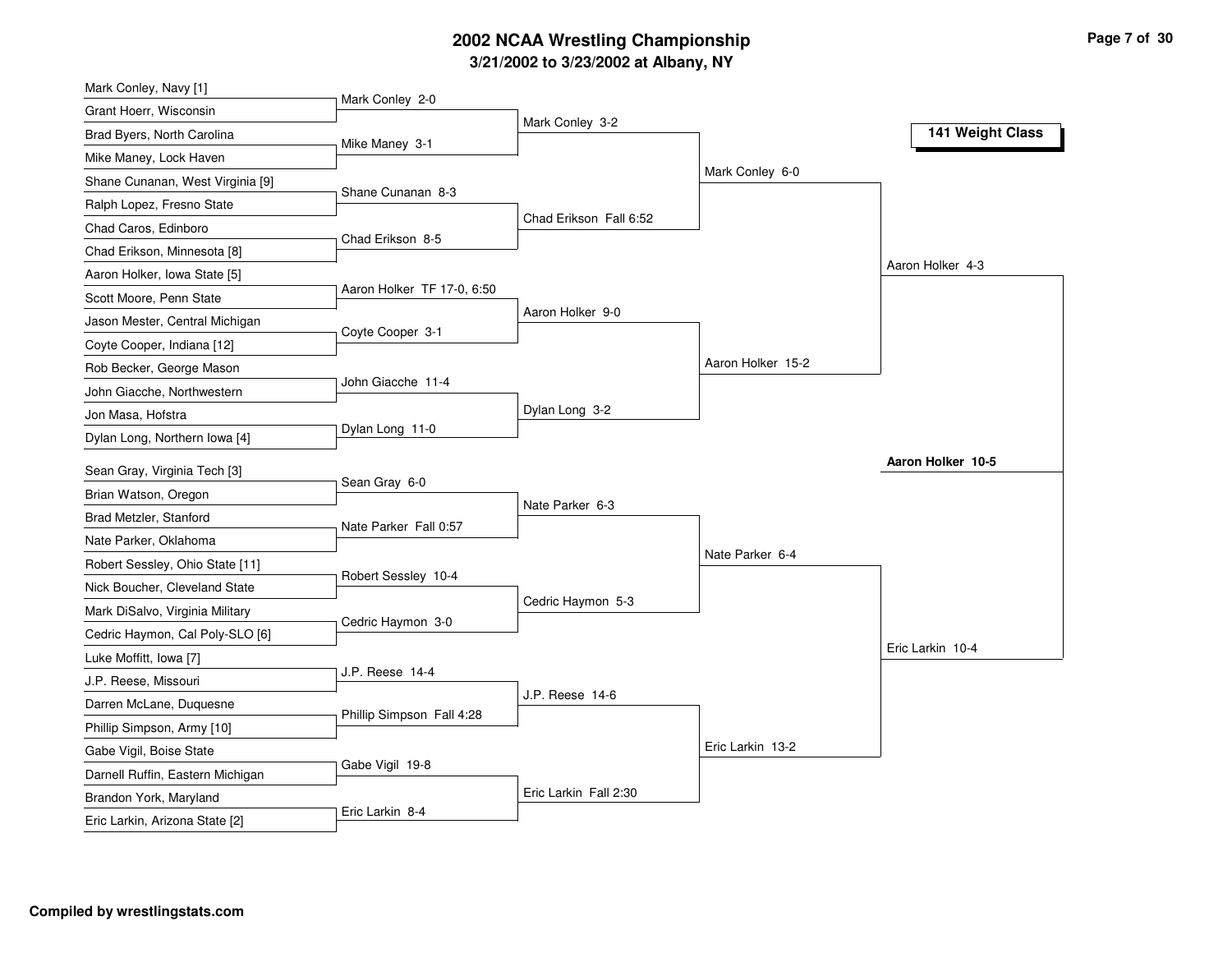# 2002 NCAA Wrestling Championship

## 3/21/2002 to 3/23/2002 at Albany, NY

### 141 Weight Class

**First Round**

- Mark Conley, Navy [1] vs. Grant Hoerr, Wisconsin — Mark Conley 2-0
- Brad Byers, North Carolina vs. Mike Maney, Lock Haven — Mike Maney 3-1
- Shane Cunanan, West Virginia [9] vs. Ralph Lopez, Fresno State — Shane Cunanan 8-3
- Chad Caros, Edinboro vs. Chad Erikson, Minnesota [8] — Chad Erikson 8-5
- Aaron Holker, Iowa State [5] vs. Scott Moore, Penn State — Aaron Holker TF 17-0, 6:50
- Jason Mester, Central Michigan vs. Coyte Cooper, Indiana [12] — Coyte Cooper 3-1
- Rob Becker, George Mason vs. John Giacche, Northwestern — John Giacche 11-4
- Jon Masa, Hofstra vs. Dylan Long, Northern Iowa [4] — Dylan Long 11-0
- Sean Gray, Virginia Tech [3] vs. Brian Watson, Oregon — Sean Gray 6-0
- Brad Metzler, Stanford vs. Nate Parker, Oklahoma — Nate Parker Fall 0:57
- Robert Sessley, Ohio State [11] vs. Nick Boucher, Cleveland State — Robert Sessley 10-4
- Mark DiSalvo, Virginia Military vs. Cedric Haymon, Cal Poly-SLO [6] — Cedric Haymon 3-0
- Luke Moffitt, Iowa [7] vs. J.P. Reese, Missouri — J.P. Reese 14-4
- Darren McLane, Duquesne vs. Phillip Simpson, Army [10] — Phillip Simpson Fall 4:28
- Gabe Vigil, Boise State vs. Darnell Ruffin, Eastern Michigan — Gabe Vigil 19-8
- Brandon York, Maryland vs. Eric Larkin, Arizona State [2] — Eric Larkin 8-4

**Second Round**

- Mark Conley 3-2
- Chad Erikson Fall 6:52
- Aaron Holker 9-0
- Dylan Long 3-2
- Nate Parker 6-3
- Cedric Haymon 5-3
- J.P. Reese 14-6
- Eric Larkin Fall 2:30

**Quarterfinals**

- Mark Conley 6-0
- Aaron Holker 15-2
- Nate Parker 6-4
- Eric Larkin 13-2

**Semifinals**

- Aaron Holker 4-3
- Eric Larkin 10-4

**Final**

- **Aaron Holker 10-5**

**Compiled by wrestlingstats.com**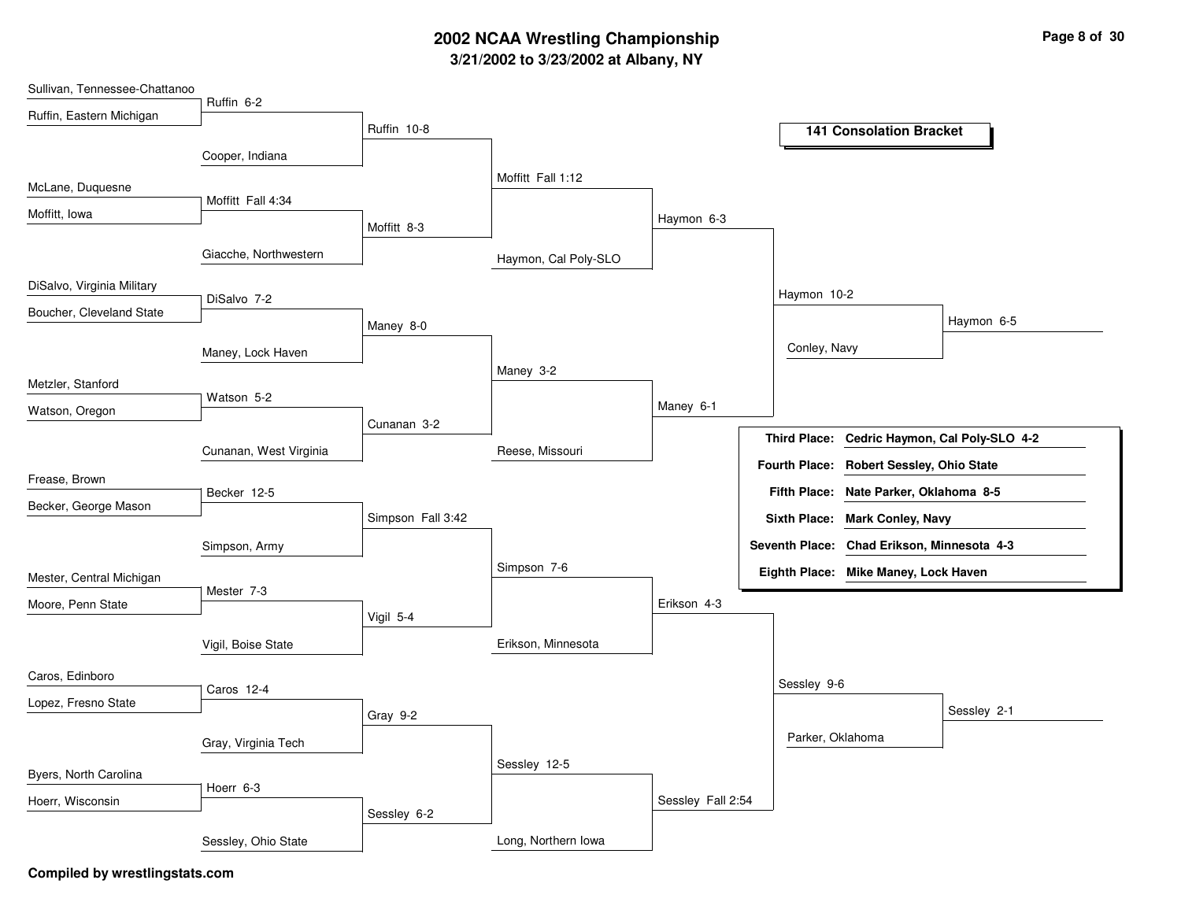# 2002 NCAA Wrestling Championship

## 3/21/2002 to 3/23/2002 at Albany, NY

### 141 Consolation Bracket

**Round 1**

- Sullivan, Tennessee-Chattanoo vs. Ruffin, Eastern Michigan — Ruffin 6-2
- McLane, Duquesne vs. Moffitt, Iowa — Moffitt Fall 4:34
- DiSalvo, Virginia Military vs. Boucher, Cleveland State — DiSalvo 7-2
- Metzler, Stanford vs. Watson, Oregon — Watson 5-2
- Frease, Brown vs. Becker, George Mason — Becker 12-5
- Mester, Central Michigan vs. Moore, Penn State — Mester 7-3
- Caros, Edinboro vs. Lopez, Fresno State — Caros 12-4
- Byers, North Carolina vs. Hoerr, Wisconsin — Hoerr 6-3

**Round 2**

- Ruffin vs. Cooper, Indiana — Ruffin 10-8
- Moffitt vs. Giacche, Northwestern — Moffitt 8-3
- DiSalvo vs. Maney, Lock Haven — Maney 8-0
- Watson vs. Cunanan, West Virginia — Cunanan 3-2
- Becker vs. Simpson, Army — Simpson Fall 3:42
- Mester vs. Vigil, Boise State — Vigil 5-4
- Caros vs. Gray, Virginia Tech — Gray 9-2
- Hoerr vs. Sessley, Ohio State — Sessley 6-2

**Round 3**

- Ruffin vs. Moffitt — Moffitt Fall 1:12
- Maney vs. Cunanan — Maney 3-2
- Simpson vs. Vigil — Simpson 7-6
- Gray vs. Sessley — Sessley 12-5

**Round 4**

- Moffitt vs. Haymon, Cal Poly-SLO — Haymon 6-3
- Maney vs. Reese, Missouri — Maney 6-1
- Simpson vs. Erikson, Minnesota — Erikson 4-3
- Sessley vs. Long, Northern Iowa — Sessley Fall 2:54

**Round 5**

- Haymon vs. Maney — Haymon 10-2
- Erikson vs. Sessley — Sessley 9-6

**Round 6**

- Haymon vs. Conley, Navy — Haymon 6-5
- Sessley vs. Parker, Oklahoma — Sessley 2-1

| Place | Result |
|---|---|
| Third Place: | Cedric Haymon, Cal Poly-SLO 4-2 |
| Fourth Place: | Robert Sessley, Ohio State |
| Fifth Place: | Nate Parker, Oklahoma 8-5 |
| Sixth Place: | Mark Conley, Navy |
| Seventh Place: | Chad Erikson, Minnesota 4-3 |
| Eighth Place: | Mike Maney, Lock Haven |

**Compiled by wrestlingstats.com**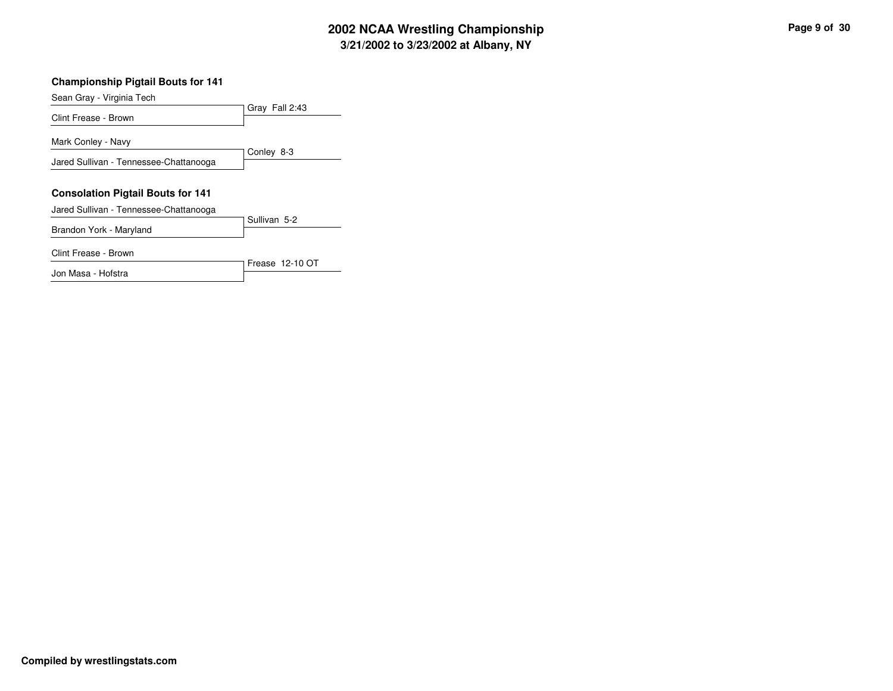## Championship Pigtail Bouts for 141

Sean Gray - Virginia Tech
Clint Frease - Brown
Gray Fall 2:43

Mark Conley - Navy
Jared Sullivan - Tennessee-Chattanooga
Conley 8-3

## Consolation Pigtail Bouts for 141

Jared Sullivan - Tennessee-Chattanooga
Brandon York - Maryland
Sullivan 5-2

Clint Frease - Brown
Jon Masa - Hofstra
Frease 12-10 OT

**Compiled by wrestlingstats.com**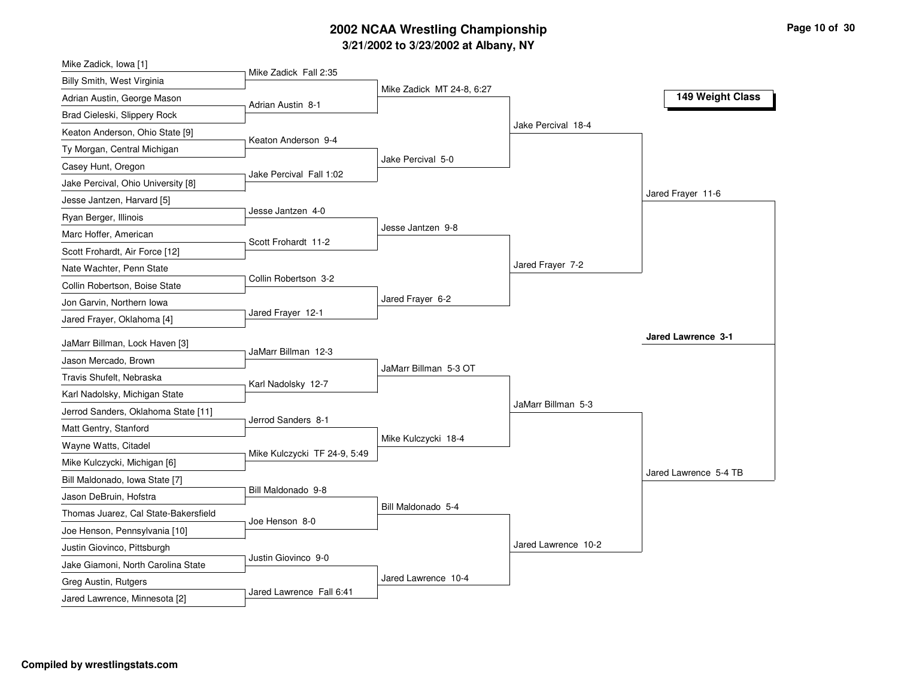# 2002 NCAA Wrestling Championship

## 3/21/2002 to 3/23/2002 at Albany, NY

### 149 Weight Class

**First Round**

- Mike Zadick, Iowa [1] vs. Billy Smith, West Virginia — Mike Zadick Fall 2:35
- Adrian Austin, George Mason vs. Brad Cieleski, Slippery Rock — Adrian Austin 8-1
- Keaton Anderson, Ohio State [9] vs. Ty Morgan, Central Michigan — Keaton Anderson 9-4
- Casey Hunt, Oregon vs. Jake Percival, Ohio University [8] — Jake Percival Fall 1:02
- Jesse Jantzen, Harvard [5] vs. Ryan Berger, Illinois — Jesse Jantzen 4-0
- Marc Hoffer, American vs. Scott Frohardt, Air Force [12] — Scott Frohardt 11-2
- Nate Wachter, Penn State vs. Collin Robertson, Boise State — Collin Robertson 3-2
- Jon Garvin, Northern Iowa vs. Jared Frayer, Oklahoma [4] — Jared Frayer 12-1
- JaMarr Billman, Lock Haven [3] vs. Jason Mercado, Brown — JaMarr Billman 12-3
- Travis Shufelt, Nebraska vs. Karl Nadolsky, Michigan State — Karl Nadolsky 12-7
- Jerrod Sanders, Oklahoma State [11] vs. Matt Gentry, Stanford — Jerrod Sanders 8-1
- Wayne Watts, Citadel vs. Mike Kulczycki, Michigan [6] — Mike Kulczycki TF 24-9, 5:49
- Bill Maldonado, Iowa State [7] vs. Jason DeBruin, Hofstra — Bill Maldonado 9-8
- Thomas Juarez, Cal State-Bakersfield vs. Joe Henson, Pennsylvania [10] — Joe Henson 8-0
- Justin Giovinco, Pittsburgh vs. Jake Giamoni, North Carolina State — Justin Giovinco 9-0
- Greg Austin, Rutgers vs. Jared Lawrence, Minnesota [2] — Jared Lawrence Fall 6:41

**Second Round**

- Mike Zadick MT 24-8, 6:27
- Jake Percival 5-0
- Jesse Jantzen 9-8
- Jared Frayer 6-2
- JaMarr Billman 5-3 OT
- Mike Kulczycki 18-4
- Bill Maldonado 5-4
- Jared Lawrence 10-4

**Quarterfinals**

- Jake Percival 18-4
- Jared Frayer 7-2
- JaMarr Billman 5-3
- Jared Lawrence 10-2

**Semifinals**

- Jared Frayer 11-6
- Jared Lawrence 5-4 TB

**Championship**

- **Jared Lawrence 3-1**

Compiled by wrestlingstats.com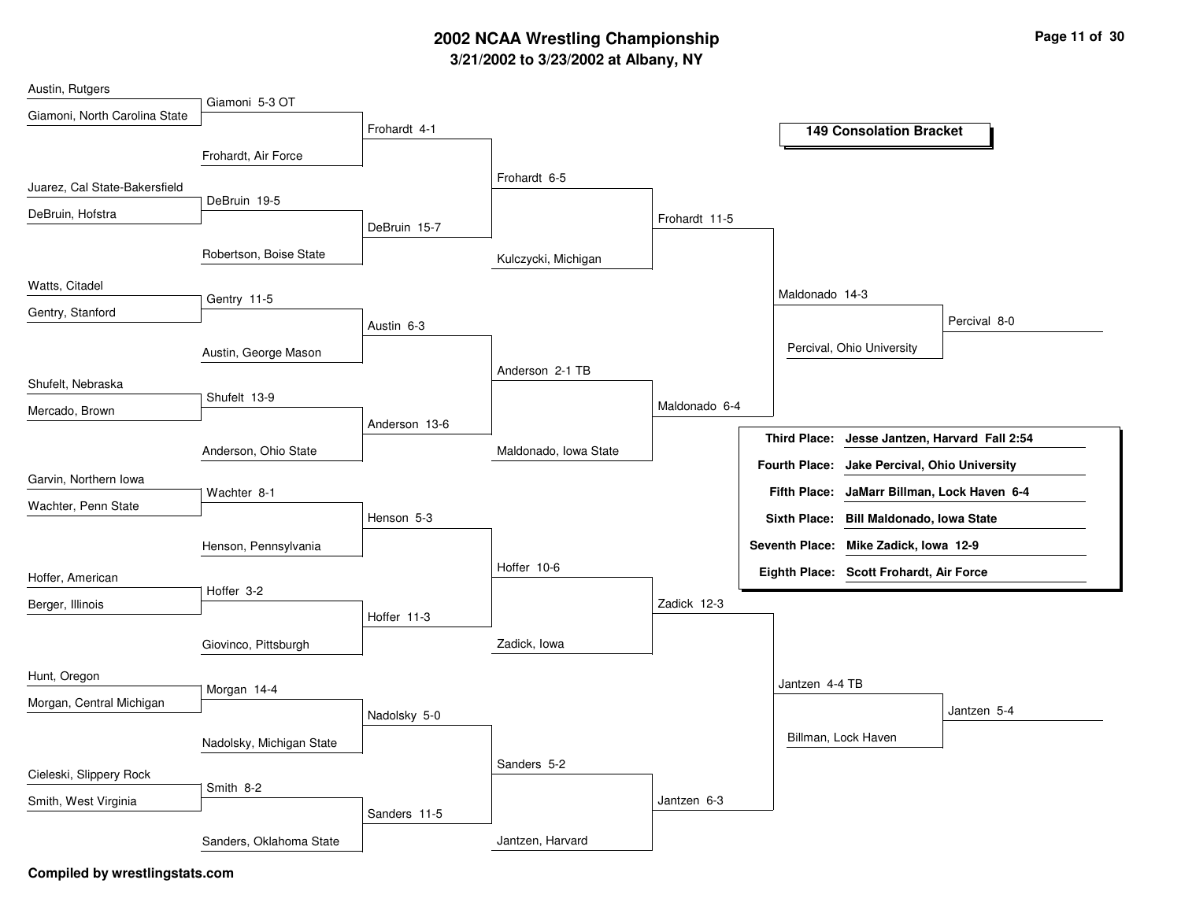# 2002 NCAA Wrestling Championship

## 3/21/2002 to 3/23/2002 at Albany, NY

### 149 Consolation Bracket

**Round 1**

| Wrestlers | Winner |
| --- | --- |
| Austin, Rutgers vs. Giamoni, North Carolina State | Giamoni 5-3 OT |
| Juarez, Cal State-Bakersfield vs. DeBruin, Hofstra | DeBruin 19-5 |
| Watts, Citadel vs. Gentry, Stanford | Gentry 11-5 |
| Shufelt, Nebraska vs. Mercado, Brown | Shufelt 13-9 |
| Garvin, Northern Iowa vs. Wachter, Penn State | Wachter 8-1 |
| Hoffer, American vs. Berger, Illinois | Hoffer 3-2 |
| Hunt, Oregon vs. Morgan, Central Michigan | Morgan 14-4 |
| Cieleski, Slippery Rock vs. Smith, West Virginia | Smith 8-2 |

**Round 2**

| Wrestlers | Winner |
| --- | --- |
| Giamoni vs. Frohardt, Air Force | Frohardt 4-1 |
| DeBruin vs. Robertson, Boise State | DeBruin 15-7 |
| Gentry vs. Austin, George Mason | Austin 6-3 |
| Shufelt vs. Anderson, Ohio State | Anderson 13-6 |
| Wachter vs. Henson, Pennsylvania | Henson 5-3 |
| Hoffer vs. Giovinco, Pittsburgh | Hoffer 11-3 |
| Morgan vs. Nadolsky, Michigan State | Nadolsky 5-0 |
| Smith vs. Sanders, Oklahoma State | Sanders 11-5 |

**Round 3**

| Wrestlers | Winner |
| --- | --- |
| Frohardt vs. DeBruin | Frohardt 6-5 |
| Austin vs. Anderson | Anderson 2-1 TB |
| Henson vs. Hoffer | Hoffer 10-6 |
| Nadolsky vs. Sanders | Sanders 5-2 |

**Round 4**

| Wrestlers | Winner |
| --- | --- |
| Frohardt vs. Kulczycki, Michigan | Frohardt 11-5 |
| Anderson vs. Maldonado, Iowa State | Maldonado 6-4 |
| Hoffer vs. Zadick, Iowa | Zadick 12-3 |
| Sanders vs. Jantzen, Harvard | Jantzen 6-3 |

**Round 5**

| Wrestlers | Winner |
| --- | --- |
| Frohardt vs. Maldonado | Maldonado 14-3 |
| Zadick vs. Jantzen | Jantzen 4-4 TB |

**Round 6**

| Wrestlers | Winner |
| --- | --- |
| Maldonado vs. Percival, Ohio University | Percival 8-0 |
| Jantzen vs. Billman, Lock Haven | Jantzen 5-4 |

**Placement**

| Place | Result |
| --- | --- |
| Third Place: | Jesse Jantzen, Harvard Fall 2:54 |
| Fourth Place: | Jake Percival, Ohio University |
| Fifth Place: | JaMarr Billman, Lock Haven 6-4 |
| Sixth Place: | Bill Maldonado, Iowa State |
| Seventh Place: | Mike Zadick, Iowa 12-9 |
| Eighth Place: | Scott Frohardt, Air Force |

**Compiled by wrestlingstats.com**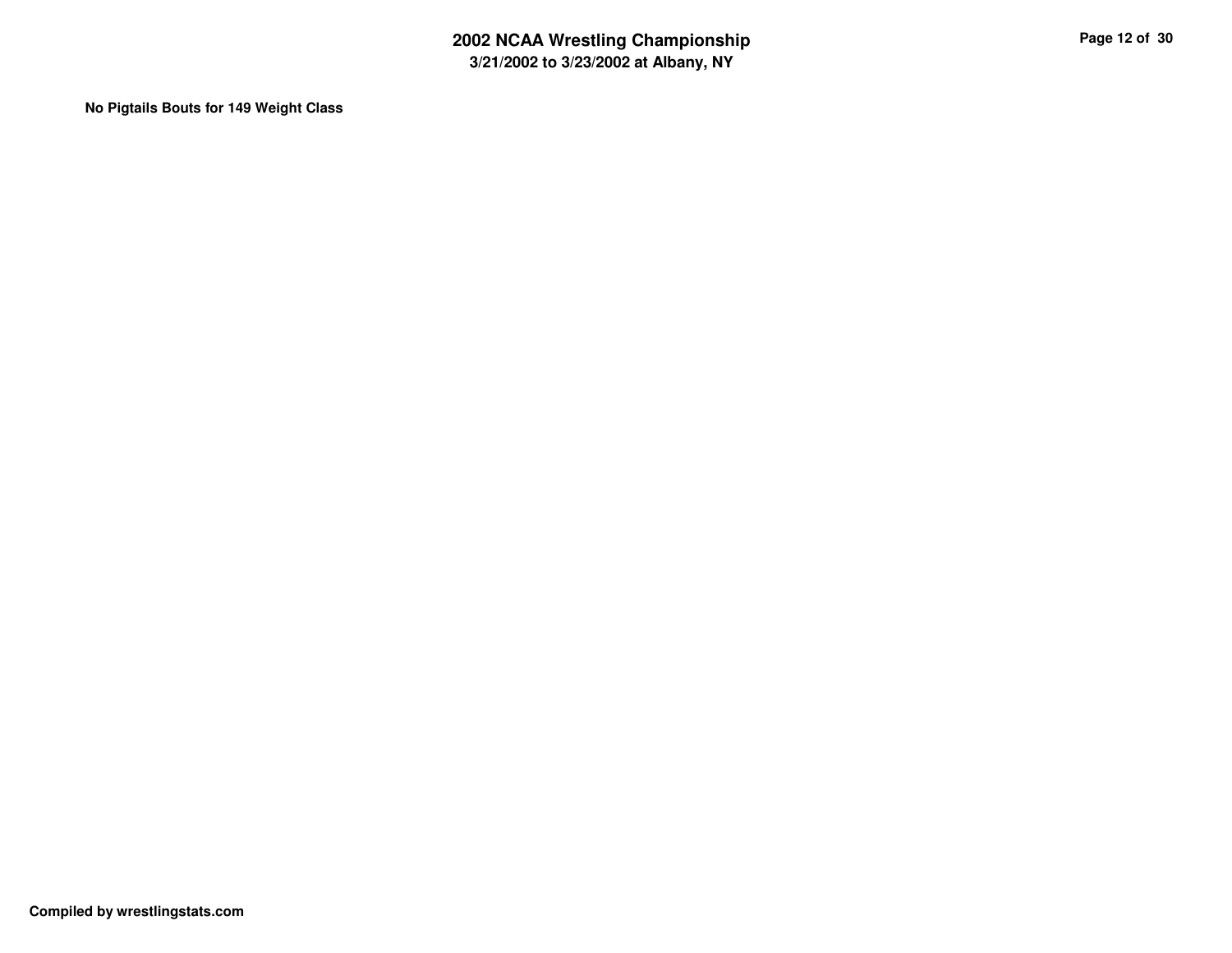**No Pigtails Bouts for 149 Weight Class**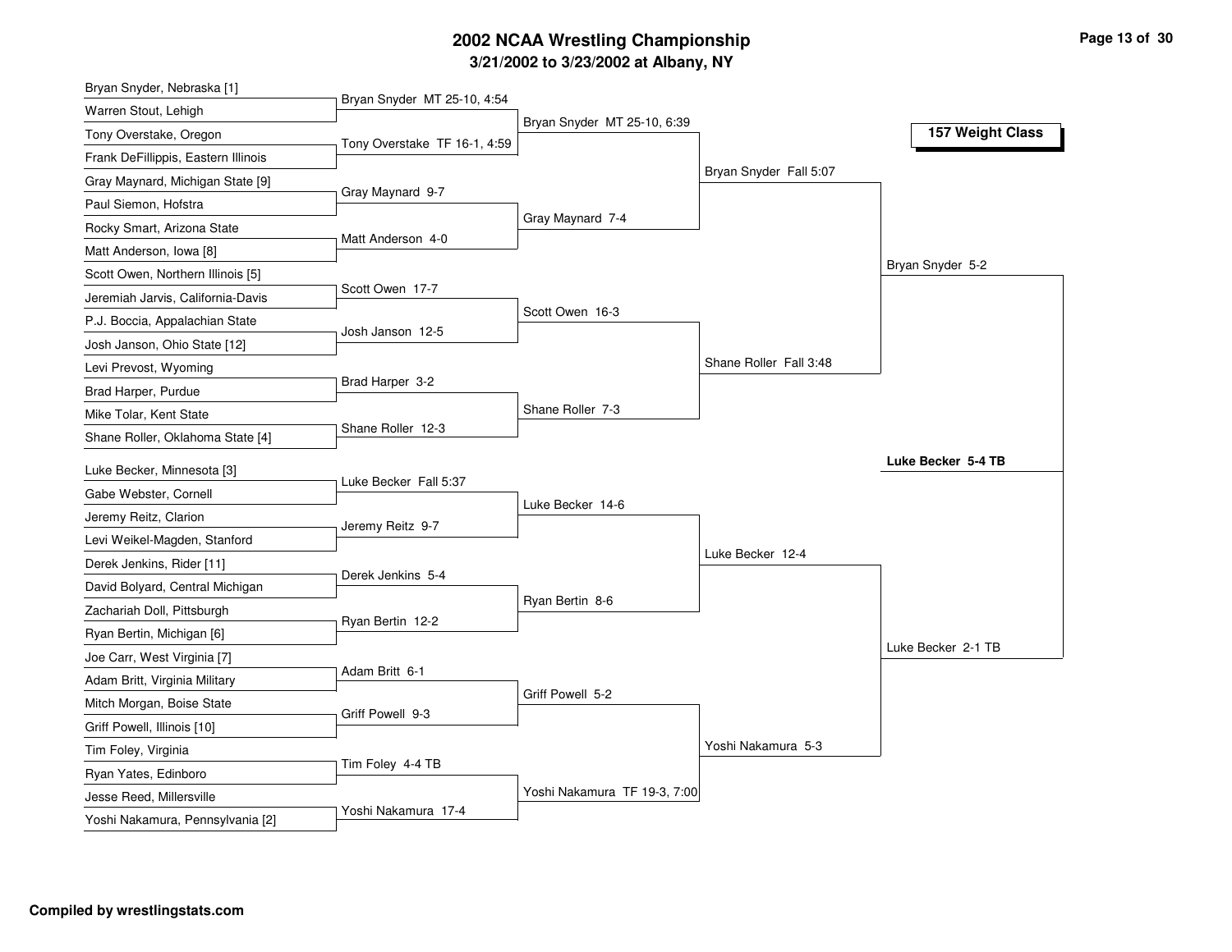# 2002 NCAA Wrestling Championship

## 3/21/2002 to 3/23/2002 at Albany, NY

### 157 Weight Class

**First Round**

- Bryan Snyder, Nebraska [1] vs. Warren Stout, Lehigh — Bryan Snyder MT 25-10, 4:54
- Tony Overstake, Oregon vs. Frank DeFillippis, Eastern Illinois — Tony Overstake TF 16-1, 4:59
- Gray Maynard, Michigan State [9] vs. Paul Siemon, Hofstra — Gray Maynard 9-7
- Rocky Smart, Arizona State vs. Matt Anderson, Iowa [8] — Matt Anderson 4-0
- Scott Owen, Northern Illinois [5] vs. Jeremiah Jarvis, California-Davis — Scott Owen 17-7
- P.J. Boccia, Appalachian State vs. Josh Janson, Ohio State [12] — Josh Janson 12-5
- Levi Prevost, Wyoming vs. Brad Harper, Purdue — Brad Harper 3-2
- Mike Tolar, Kent State vs. Shane Roller, Oklahoma State [4] — Shane Roller 12-3
- Luke Becker, Minnesota [3] vs. Gabe Webster, Cornell — Luke Becker Fall 5:37
- Jeremy Reitz, Clarion vs. Levi Weikel-Magden, Stanford — Jeremy Reitz 9-7
- Derek Jenkins, Rider [11] vs. David Bolyard, Central Michigan — Derek Jenkins 5-4
- Zachariah Doll, Pittsburgh vs. Ryan Bertin, Michigan [6] — Ryan Bertin 12-2
- Joe Carr, West Virginia [7] vs. Adam Britt, Virginia Military — Adam Britt 6-1
- Mitch Morgan, Boise State vs. Griff Powell, Illinois [10] — Griff Powell 9-3
- Tim Foley, Virginia vs. Ryan Yates, Edinboro — Tim Foley 4-4 TB
- Jesse Reed, Millersville vs. Yoshi Nakamura, Pennsylvania [2] — Yoshi Nakamura 17-4

**Second Round**

- Bryan Snyder MT 25-10, 6:39
- Gray Maynard 7-4
- Scott Owen 16-3
- Shane Roller 7-3
- Luke Becker 14-6
- Ryan Bertin 8-6
- Griff Powell 5-2
- Yoshi Nakamura TF 19-3, 7:00

**Quarterfinals**

- Bryan Snyder Fall 5:07
- Shane Roller Fall 3:48
- Luke Becker 12-4
- Yoshi Nakamura 5-3

**Semifinals**

- Bryan Snyder 5-2
- Luke Becker 2-1 TB

**Final**

- **Luke Becker 5-4 TB**

**Compiled by wrestlingstats.com**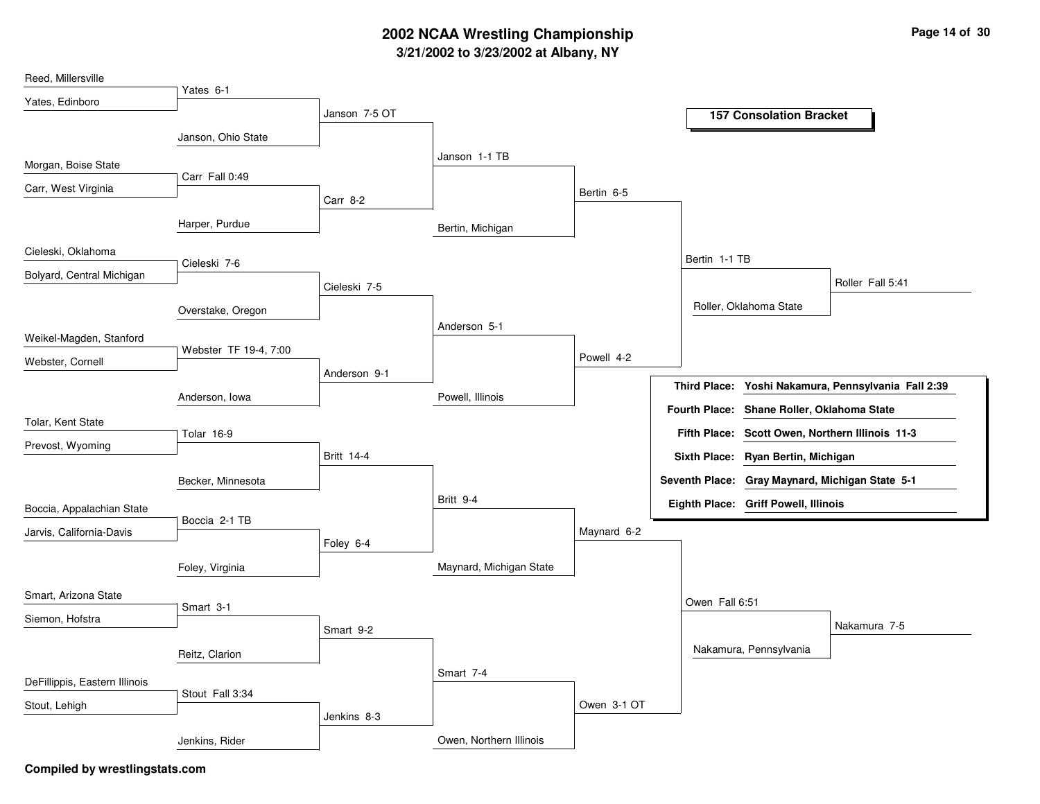# 2002 NCAA Wrestling Championship

## 3/21/2002 to 3/23/2002 at Albany, NY

### 157 Consolation Bracket

**Round 1**

- Reed, Millersville vs. Yates, Edinboro — Yates 6-1
- Morgan, Boise State vs. Carr, West Virginia — Carr Fall 0:49
- Cieleski, Oklahoma vs. Bolyard, Central Michigan — Cieleski 7-6
- Weikel-Magden, Stanford vs. Webster, Cornell — Webster TF 19-4, 7:00
- Tolar, Kent State vs. Prevost, Wyoming — Tolar 16-9
- Boccia, Appalachian State vs. Jarvis, California-Davis — Boccia 2-1 TB
- Smart, Arizona State vs. Siemon, Hofstra — Smart 3-1
- DeFillippis, Eastern Illinois vs. Stout, Lehigh — Stout Fall 3:34

**Round 2**

- Yates vs. Janson, Ohio State — Janson 7-5 OT
- Carr vs. Harper, Purdue — Carr 8-2
- Cieleski vs. Overstake, Oregon — Cieleski 7-5
- Webster vs. Anderson, Iowa — Anderson 9-1
- Tolar vs. Becker, Minnesota — Britt 14-4
- Boccia vs. Foley, Virginia — Foley 6-4
- Smart vs. Reitz, Clarion — Smart 9-2
- Stout vs. Jenkins, Rider — Jenkins 8-3

**Round 3**

- Janson vs. Carr — Janson 1-1 TB
- Cieleski vs. Anderson — Anderson 5-1
- Britt vs. Foley — Britt 9-4
- Smart vs. Jenkins — Smart 7-4

**Round 4**

- Janson vs. Bertin, Michigan — Bertin 6-5
- Anderson vs. Powell, Illinois — Powell 4-2
- Britt vs. Maynard, Michigan State — Maynard 6-2
- Smart vs. Owen, Northern Illinois — Owen 3-1 OT

**Round 5**

- Bertin vs. Powell — Bertin 1-1 TB
- Maynard vs. Owen — Owen Fall 6:51

**Consolation Semifinals**

- Bertin vs. Roller, Oklahoma State — Roller Fall 5:41
- Owen vs. Nakamura, Pennsylvania — Nakamura 7-5

| Place | Wrestler |
|---|---|
| Third Place: | Yoshi Nakamura, Pennsylvania Fall 2:39 |
| Fourth Place: | Shane Roller, Oklahoma State |
| Fifth Place: | Scott Owen, Northern Illinois 11-3 |
| Sixth Place: | Ryan Bertin, Michigan |
| Seventh Place: | Gray Maynard, Michigan State 5-1 |
| Eighth Place: | Griff Powell, Illinois |

**Compiled by wrestlingstats.com**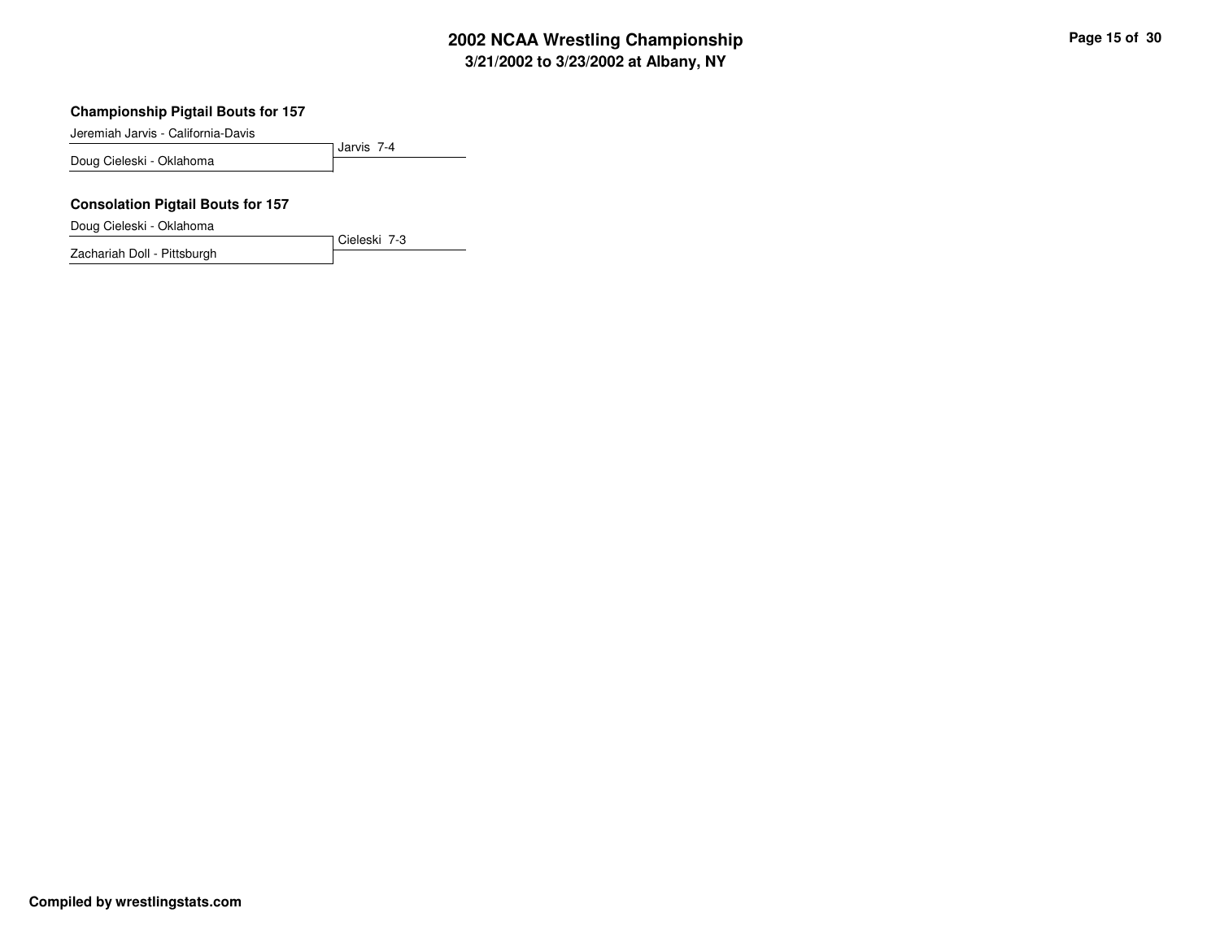### Championship Pigtail Bouts for 157

| Wrestler | Result |
| --- | --- |
| Jeremiah Jarvis - California-Davis | Jarvis 7-4 |
| Doug Cieleski - Oklahoma | |

### Consolation Pigtail Bouts for 157

| Wrestler | Result |
| --- | --- |
| Doug Cieleski - Oklahoma | Cieleski 7-3 |
| Zachariah Doll - Pittsburgh | |

**Compiled by wrestlingstats.com**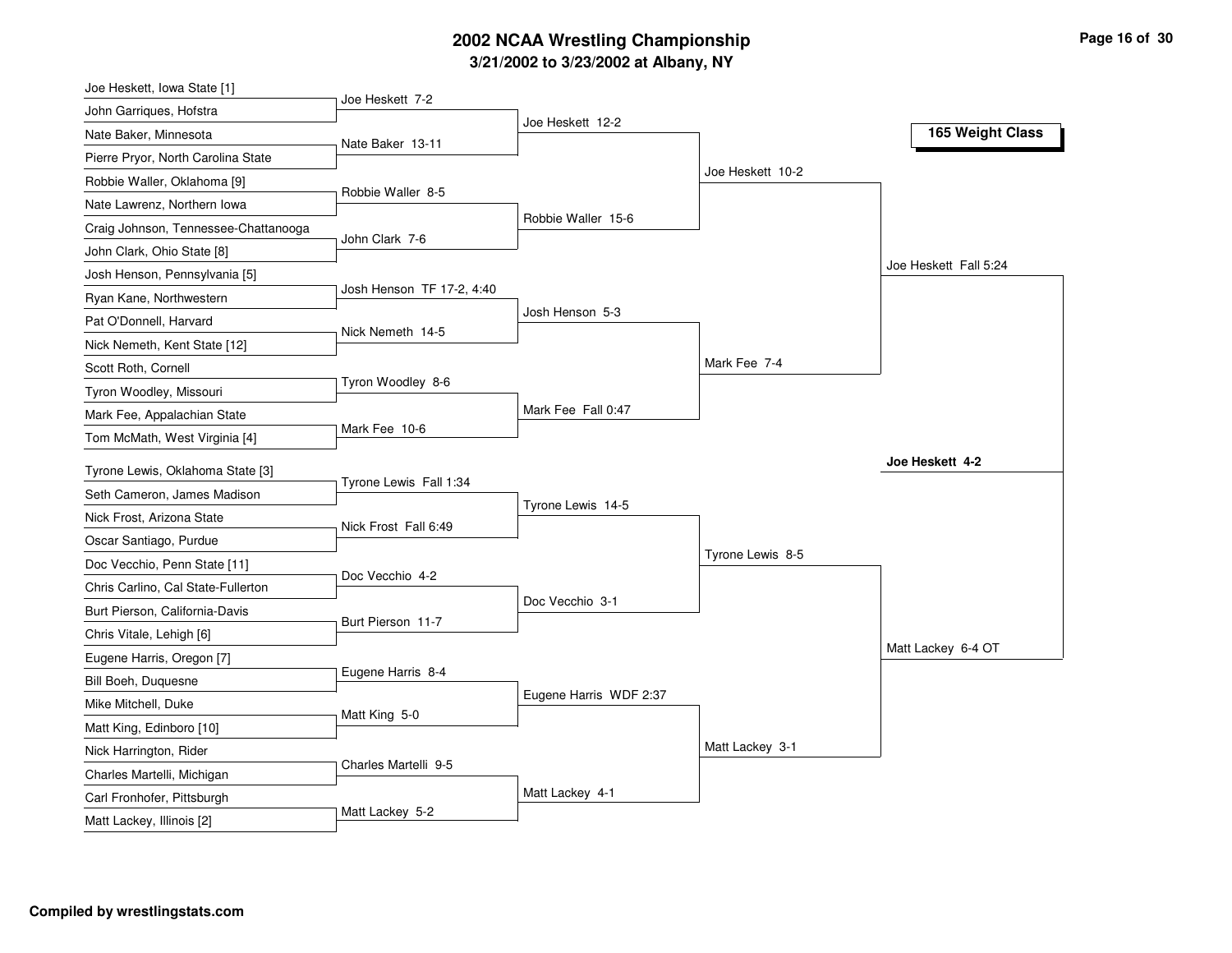# 2002 NCAA Wrestling Championship

## 3/21/2002 to 3/23/2002 at Albany, NY

### 165 Weight Class

**First Round**

| Wrestler 1 | Wrestler 2 | Winner |
|---|---|---|
| Joe Heskett, Iowa State [1] | John Garriques, Hofstra | Joe Heskett 7-2 |
| Nate Baker, Minnesota | Pierre Pryor, North Carolina State | Nate Baker 13-11 |
| Robbie Waller, Oklahoma [9] | Nate Lawrenz, Northern Iowa | Robbie Waller 8-5 |
| Craig Johnson, Tennessee-Chattanooga | John Clark, Ohio State [8] | John Clark 7-6 |
| Josh Henson, Pennsylvania [5] | Ryan Kane, Northwestern | Josh Henson TF 17-2, 4:40 |
| Pat O'Donnell, Harvard | Nick Nemeth, Kent State [12] | Nick Nemeth 14-5 |
| Scott Roth, Cornell | Tyron Woodley, Missouri | Tyron Woodley 8-6 |
| Mark Fee, Appalachian State | Tom McMath, West Virginia [4] | Mark Fee 10-6 |
| Tyrone Lewis, Oklahoma State [3] | Seth Cameron, James Madison | Tyrone Lewis Fall 1:34 |
| Nick Frost, Arizona State | Oscar Santiago, Purdue | Nick Frost Fall 6:49 |
| Doc Vecchio, Penn State [11] | Chris Carlino, Cal State-Fullerton | Doc Vecchio 4-2 |
| Burt Pierson, California-Davis | Chris Vitale, Lehigh [6] | Burt Pierson 11-7 |
| Eugene Harris, Oregon [7] | Bill Boeh, Duquesne | Eugene Harris 8-4 |
| Mike Mitchell, Duke | Matt King, Edinboro [10] | Matt King 5-0 |
| Nick Harrington, Rider | Charles Martelli, Michigan | Charles Martelli 9-5 |
| Carl Fronhofer, Pittsburgh | Matt Lackey, Illinois [2] | Matt Lackey 5-2 |

**Second Round**

- Joe Heskett 12-2
- Robbie Waller 15-6
- Josh Henson 5-3
- Mark Fee Fall 0:47
- Tyrone Lewis 14-5
- Doc Vecchio 3-1
- Eugene Harris WDF 2:37
- Matt Lackey 4-1

**Quarterfinals**

- Joe Heskett 10-2
- Mark Fee 7-4
- Tyrone Lewis 8-5
- Matt Lackey 3-1

**Semifinals**

- Joe Heskett Fall 5:24
- Matt Lackey 6-4 OT

**Final**

- **Joe Heskett 4-2**

Compiled by wrestlingstats.com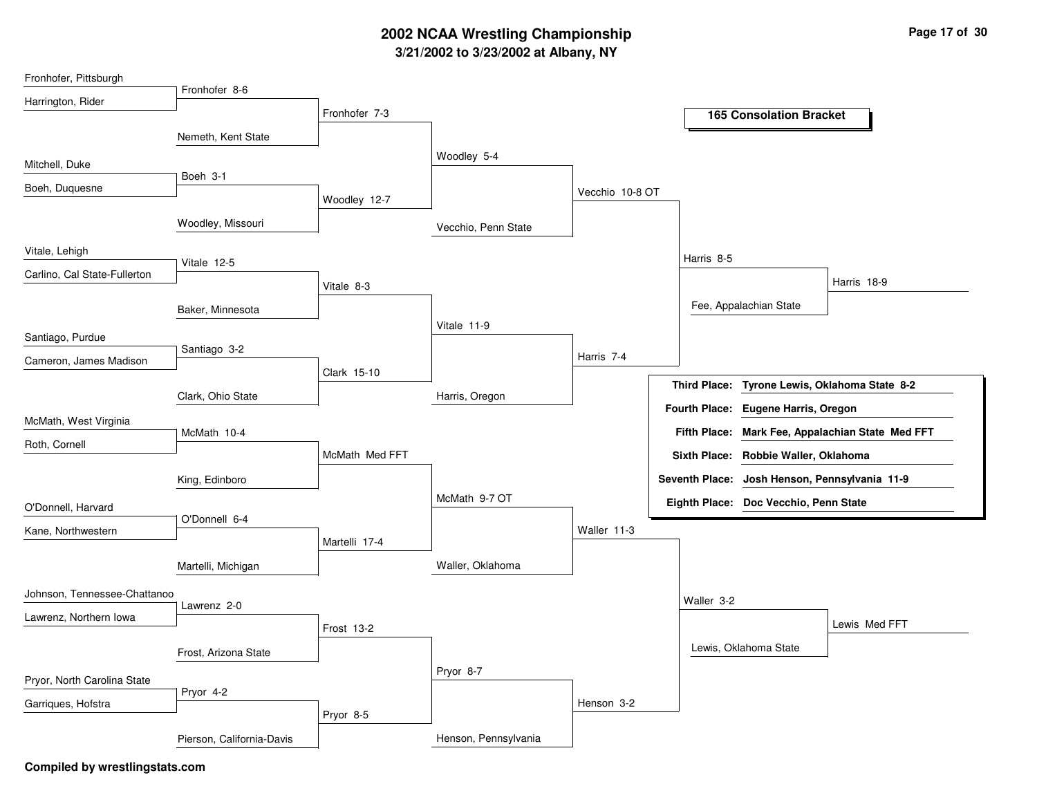# 2002 NCAA Wrestling Championship

## 3/21/2002 to 3/23/2002 at Albany, NY

### 165 Consolation Bracket

**Round 1**

- Fronhofer, Pittsburgh vs. Harrington, Rider — Fronhofer 8-6
- Mitchell, Duke vs. Boeh, Duquesne — Boeh 3-1
- Vitale, Lehigh vs. Carlino, Cal State-Fullerton — Vitale 12-5
- Santiago, Purdue vs. Cameron, James Madison — Santiago 3-2
- McMath, West Virginia vs. Roth, Cornell — McMath 10-4
- O'Donnell, Harvard vs. Kane, Northwestern — O'Donnell 6-4
- Johnson, Tennessee-Chattanoo vs. Lawrenz, Northern Iowa — Lawrenz 2-0
- Pryor, North Carolina State vs. Garriques, Hofstra — Pryor 4-2

**Round 2**

- Fronhofer vs. Nemeth, Kent State — Fronhofer 7-3
- Boeh vs. Woodley, Missouri — Woodley 12-7
- Vitale vs. Baker, Minnesota — Vitale 8-3
- Santiago vs. Clark, Ohio State — Clark 15-10
- McMath vs. King, Edinboro — McMath Med FFT
- O'Donnell vs. Martelli, Michigan — Martelli 17-4
- Lawrenz vs. Frost, Arizona State — Frost 13-2
- Pryor vs. Pierson, California-Davis — Pryor 8-5

**Round 3**

- Fronhofer vs. Woodley — Woodley 5-4
- Vitale vs. Clark — Vitale 11-9
- McMath vs. Martelli — McMath 9-7 OT
- Frost vs. Pryor — Pryor 8-7

**Round 4**

- Woodley vs. Vecchio, Penn State — Vecchio 10-8 OT
- Vitale vs. Harris, Oregon — Harris 7-4
- McMath vs. Waller, Oklahoma — Waller 11-3
- Pryor vs. Henson, Pennsylvania — Henson 3-2

**Round 5**

- Vecchio vs. Harris — Harris 8-5
- Waller vs. Henson — Waller 3-2

**Round 6**

- Harris vs. Fee, Appalachian State — Harris 18-9
- Waller vs. Lewis, Oklahoma State — Lewis Med FFT

| Place | Result |
| --- | --- |
| Third Place: | Tyrone Lewis, Oklahoma State 8-2 |
| Fourth Place: | Eugene Harris, Oregon |
| Fifth Place: | Mark Fee, Appalachian State Med FFT |
| Sixth Place: | Robbie Waller, Oklahoma |
| Seventh Place: | Josh Henson, Pennsylvania 11-9 |
| Eighth Place: | Doc Vecchio, Penn State |

**Compiled by wrestlingstats.com**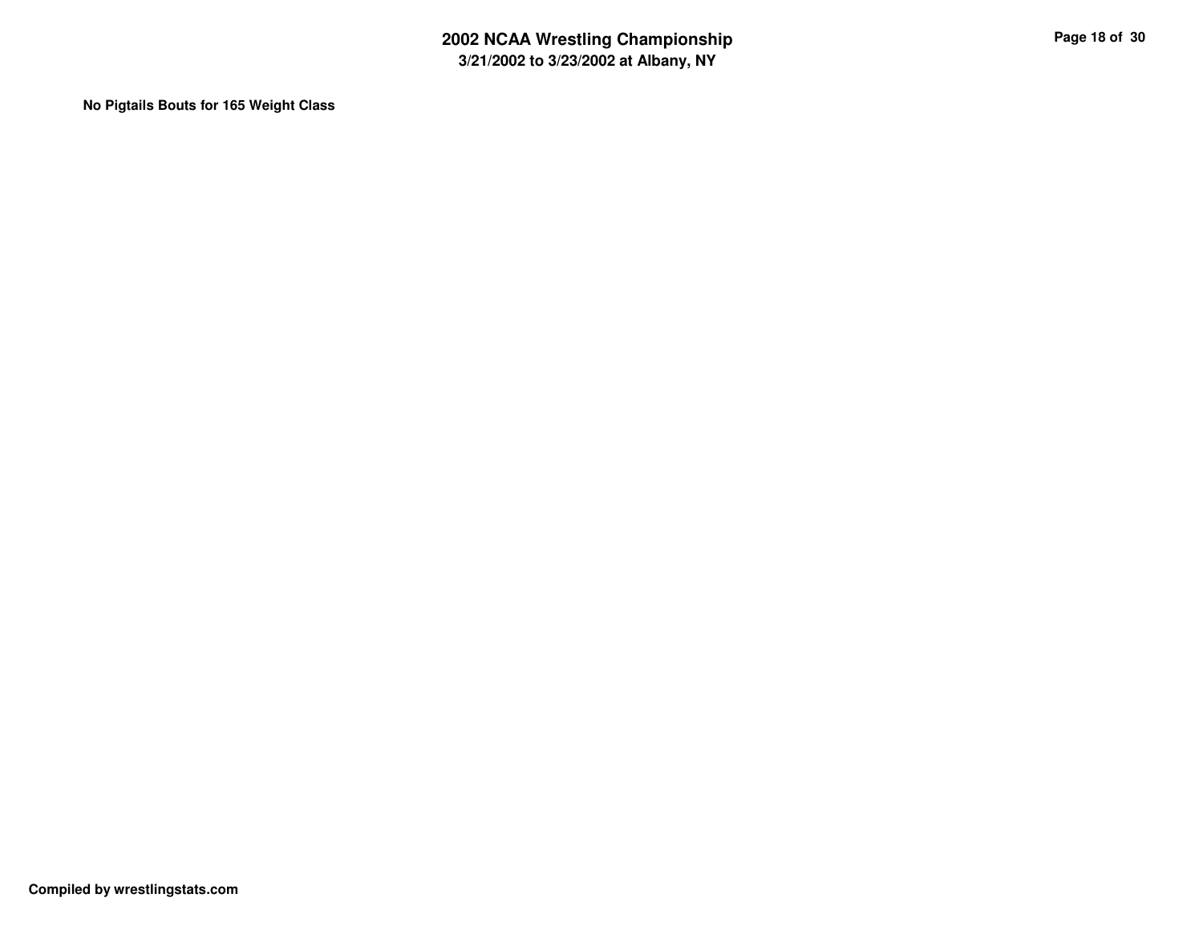**No Pigtails Bouts for 165 Weight Class**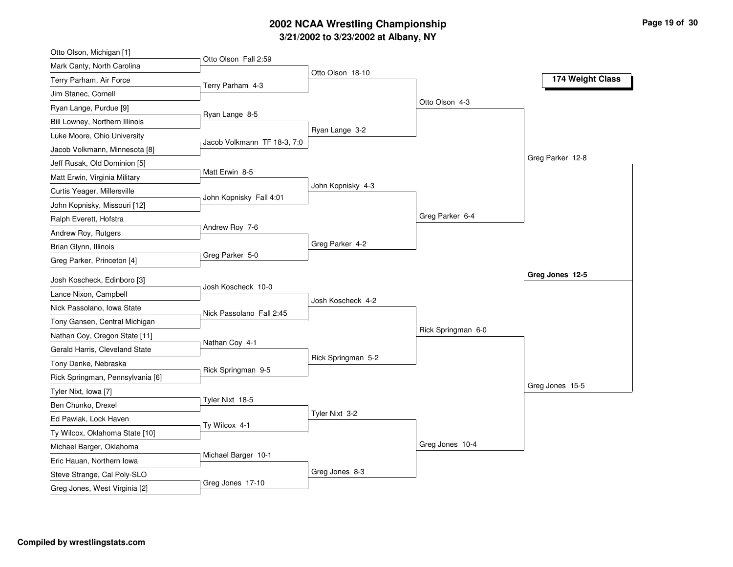# 2002 NCAA Wrestling Championship

## 3/21/2002 to 3/23/2002 at Albany, NY

### 174 Weight Class

**First Round**

- Otto Olson, Michigan [1] vs. Mark Canty, North Carolina — Otto Olson Fall 2:59
- Terry Parham, Air Force vs. Jim Stanec, Cornell — Terry Parham 4-3
- Ryan Lange, Purdue [9] vs. Bill Lowney, Northern Illinois — Ryan Lange 8-5
- Luke Moore, Ohio University vs. Jacob Volkmann, Minnesota [8] — Jacob Volkmann TF 18-3, 7:0
- Jeff Rusak, Old Dominion [5] vs. Matt Erwin, Virginia Military — Matt Erwin 8-5
- Curtis Yeager, Millersville vs. John Kopnisky, Missouri [12] — John Kopnisky Fall 4:01
- Ralph Everett, Hofstra vs. Andrew Roy, Rutgers — Andrew Roy 7-6
- Brian Glynn, Illinois vs. Greg Parker, Princeton [4] — Greg Parker 5-0
- Josh Koscheck, Edinboro [3] vs. Lance Nixon, Campbell — Josh Koscheck 10-0
- Nick Passolano, Iowa State vs. Tony Gansen, Central Michigan — Nick Passolano Fall 2:45
- Nathan Coy, Oregon State [11] vs. Gerald Harris, Cleveland State — Nathan Coy 4-1
- Tony Denke, Nebraska vs. Rick Springman, Pennsylvania [6] — Rick Springman 9-5
- Tyler Nixt, Iowa [7] vs. Ben Chunko, Drexel — Tyler Nixt 18-5
- Ed Pawlak, Lock Haven vs. Ty Wilcox, Oklahoma State [10] — Ty Wilcox 4-1
- Michael Barger, Oklahoma vs. Eric Hauan, Northern Iowa — Michael Barger 10-1
- Steve Strange, Cal Poly-SLO vs. Greg Jones, West Virginia [2] — Greg Jones 17-10

**Second Round**

- Otto Olson 18-10
- Ryan Lange 3-2
- John Kopnisky 4-3
- Greg Parker 4-2
- Josh Koscheck 4-2
- Rick Springman 5-2
- Tyler Nixt 3-2
- Greg Jones 8-3

**Quarterfinals**

- Otto Olson 4-3
- Greg Parker 6-4
- Rick Springman 6-0
- Greg Jones 10-4

**Semifinals**

- Greg Parker 12-8
- Greg Jones 15-5

**Final**

- **Greg Jones 12-5**

Compiled by wrestlingstats.com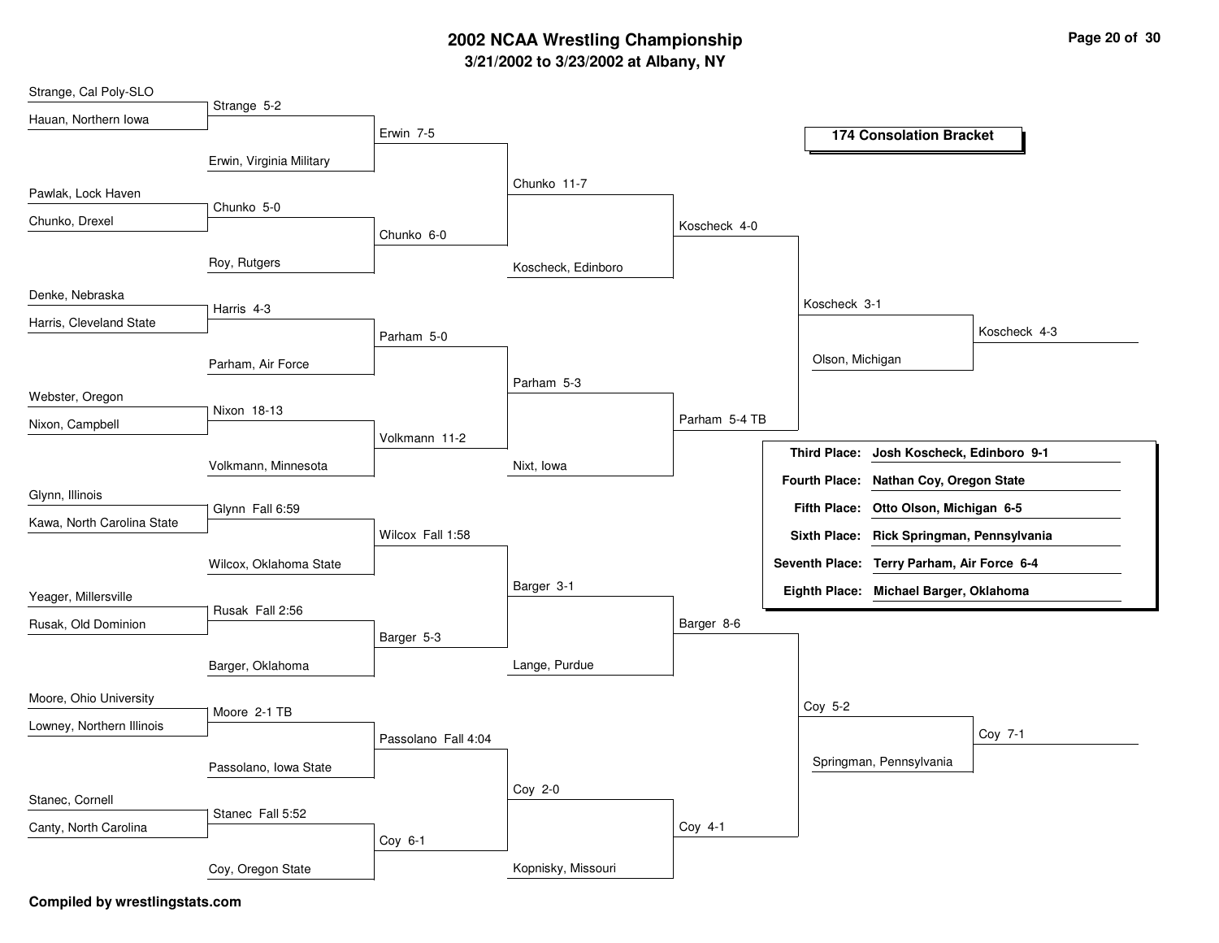# 2002 NCAA Wrestling Championship

## 3/21/2002 to 3/23/2002 at Albany, NY

### 174 Consolation Bracket

**Round 1 / Round 2 / Round 3 / Round 4 / Quarterfinals / Semifinals / Placement**

- Strange, Cal Poly-SLO vs Hauan, Northern Iowa — **Strange 5-2**
- Strange vs Erwin, Virginia Military — **Erwin 7-5**
- Pawlak, Lock Haven vs Chunko, Drexel — **Chunko 5-0**
- Chunko vs Roy, Rutgers — **Chunko 6-0**
- Erwin vs Chunko — **Chunko 11-7**
- Chunko vs Koscheck, Edinboro — **Koscheck 4-0**
- Denke, Nebraska vs Harris, Cleveland State — **Harris 4-3**
- Harris vs Parham, Air Force — **Parham 5-0**
- Webster, Oregon vs Nixon, Campbell — **Nixon 18-13**
- Nixon vs Volkmann, Minnesota — **Volkmann 11-2**
- Parham vs Volkmann — **Parham 5-3**
- Parham vs Nixt, Iowa — **Parham 5-4 TB**
- Koscheck vs Parham — **Koscheck 3-1**
- Koscheck vs Olson, Michigan — **Koscheck 4-3**
- Glynn, Illinois vs Kawa, North Carolina State — **Glynn Fall 6:59**
- Glynn vs Wilcox, Oklahoma State — **Wilcox Fall 1:58**
- Yeager, Millersville vs Rusak, Old Dominion — **Rusak Fall 2:56**
- Rusak vs Barger, Oklahoma — **Barger 5-3**
- Wilcox vs Barger — **Barger 3-1**
- Barger vs Lange, Purdue — **Barger 8-6**
- Moore, Ohio University vs Lowney, Northern Illinois — **Moore 2-1 TB**
- Moore vs Passolano, Iowa State — **Passolano Fall 4:04**
- Stanec, Cornell vs Canty, North Carolina — **Stanec Fall 5:52**
- Stanec vs Coy, Oregon State — **Coy 6-1**
- Passolano vs Coy — **Coy 2-0**
- Coy vs Kopnisky, Missouri — **Coy 4-1**
- Barger vs Coy — **Coy 5-2**
- Coy vs Springman, Pennsylvania — **Coy 7-1**

| Place | Wrestler |
| --- | --- |
| Third Place: | Josh Koscheck, Edinboro 9-1 |
| Fourth Place: | Nathan Coy, Oregon State |
| Fifth Place: | Otto Olson, Michigan 6-5 |
| Sixth Place: | Rick Springman, Pennsylvania |
| Seventh Place: | Terry Parham, Air Force 6-4 |
| Eighth Place: | Michael Barger, Oklahoma |

Compiled by wrestlingstats.com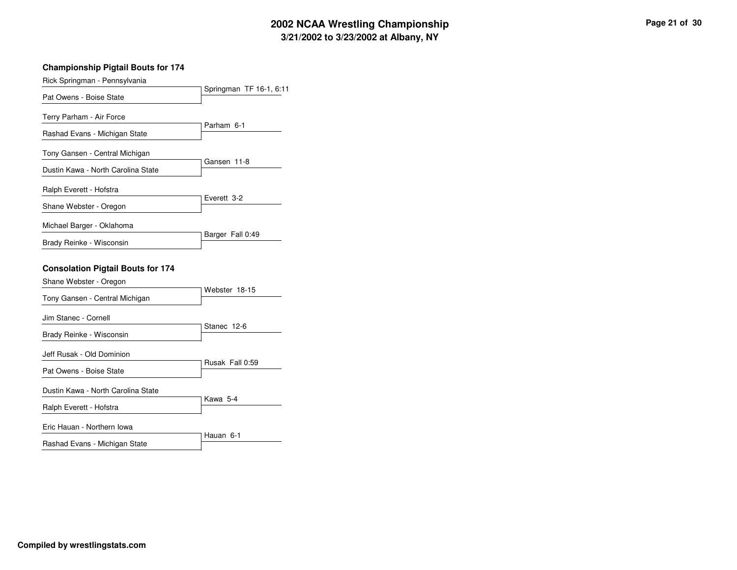## Championship Pigtail Bouts for 174

| Wrestler 1 | Wrestler 2 | Result |
|---|---|---|
| Rick Springman - Pennsylvania | Pat Owens - Boise State | Springman TF 16-1, 6:11 |
| Terry Parham - Air Force | Rashad Evans - Michigan State | Parham 6-1 |
| Tony Gansen - Central Michigan | Dustin Kawa - North Carolina State | Gansen 11-8 |
| Ralph Everett - Hofstra | Shane Webster - Oregon | Everett 3-2 |
| Michael Barger - Oklahoma | Brady Reinke - Wisconsin | Barger Fall 0:49 |

## Consolation Pigtail Bouts for 174

| Wrestler 1 | Wrestler 2 | Result |
|---|---|---|
| Shane Webster - Oregon | Tony Gansen - Central Michigan | Webster 18-15 |
| Jim Stanec - Cornell | Brady Reinke - Wisconsin | Stanec 12-6 |
| Jeff Rusak - Old Dominion | Pat Owens - Boise State | Rusak Fall 0:59 |
| Dustin Kawa - North Carolina State | Ralph Everett - Hofstra | Kawa 5-4 |
| Eric Hauan - Northern Iowa | Rashad Evans - Michigan State | Hauan 6-1 |

**Compiled by wrestlingstats.com**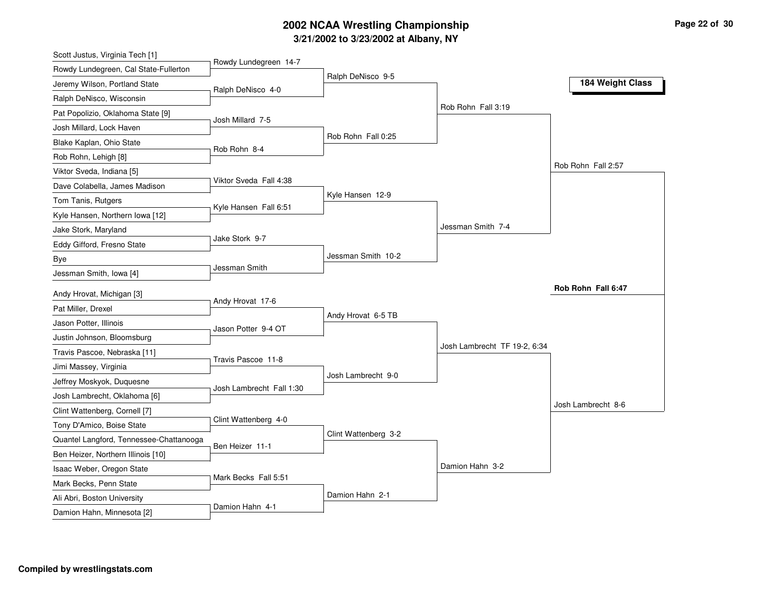# 2002 NCAA Wrestling Championship

## 3/21/2002 to 3/23/2002 at Albany, NY

### 184 Weight Class

**First Round**

- Scott Justus, Virginia Tech [1] vs. Rowdy Lundegreen, Cal State-Fullerton — Rowdy Lundegreen 14-7
- Jeremy Wilson, Portland State vs. Ralph DeNisco, Wisconsin — Ralph DeNisco 4-0
- Pat Popolizio, Oklahoma State [9] vs. Josh Millard, Lock Haven — Josh Millard 7-5
- Blake Kaplan, Ohio State vs. Rob Rohn, Lehigh [8] — Rob Rohn 8-4
- Viktor Sveda, Indiana [5] vs. Dave Colabella, James Madison — Viktor Sveda Fall 4:38
- Tom Tanis, Rutgers vs. Kyle Hansen, Northern Iowa [12] — Kyle Hansen Fall 6:51
- Jake Stork, Maryland vs. Eddy Gifford, Fresno State — Jake Stork 9-7
- Bye vs. Jessman Smith, Iowa [4] — Jessman Smith
- Andy Hrovat, Michigan [3] vs. Pat Miller, Drexel — Andy Hrovat 17-6
- Jason Potter, Illinois vs. Justin Johnson, Bloomsburg — Jason Potter 9-4 OT
- Travis Pascoe, Nebraska [11] vs. Jimi Massey, Virginia — Travis Pascoe 11-8
- Jeffrey Moskyok, Duquesne vs. Josh Lambrecht, Oklahoma [6] — Josh Lambrecht Fall 1:30
- Clint Wattenberg, Cornell [7] vs. Tony D'Amico, Boise State — Clint Wattenberg 4-0
- Quantel Langford, Tennessee-Chattanooga vs. Ben Heizer, Northern Illinois [10] — Ben Heizer 11-1
- Isaac Weber, Oregon State vs. Mark Becks, Penn State — Mark Becks Fall 5:51
- Ali Abri, Boston University vs. Damion Hahn, Minnesota [2] — Damion Hahn 4-1

**Second Round**

- Ralph DeNisco 9-5
- Rob Rohn Fall 0:25
- Kyle Hansen 12-9
- Jessman Smith 10-2
- Andy Hrovat 6-5 TB
- Josh Lambrecht 9-0
- Clint Wattenberg 3-2
- Damion Hahn 2-1

**Quarterfinals**

- Rob Rohn Fall 3:19
- Jessman Smith 7-4
- Josh Lambrecht TF 19-2, 6:34
- Damion Hahn 3-2

**Semifinals**

- Rob Rohn Fall 2:57
- Josh Lambrecht 8-6

**Final**

- **Rob Rohn Fall 6:47**

**Compiled by wrestlingstats.com**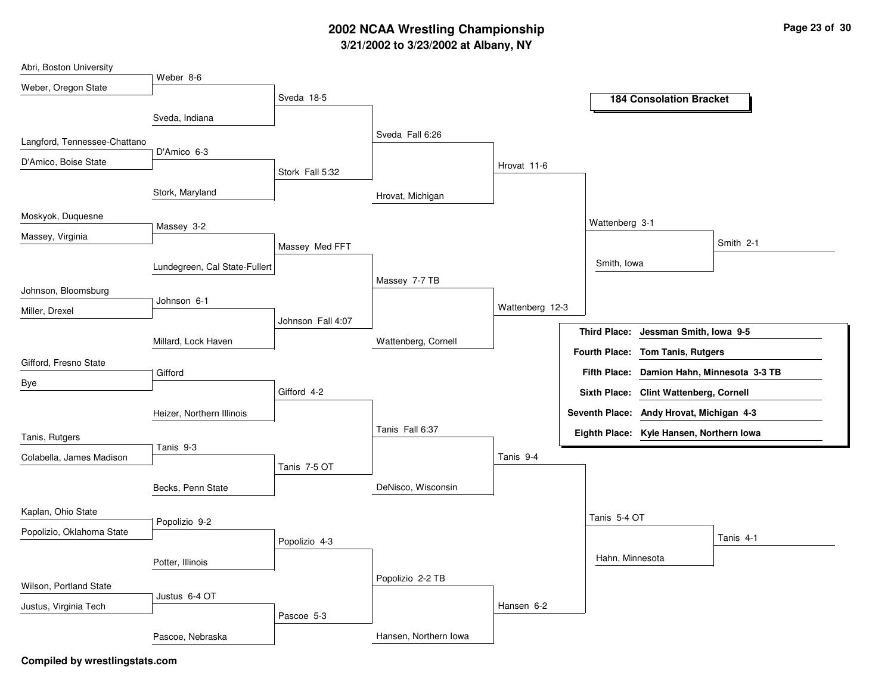# 2002 NCAA Wrestling Championship

## 3/21/2002 to 3/23/2002 at Albany, NY

### 184 Consolation Bracket

**Round 1**

- Abri, Boston University vs. Weber, Oregon State — Weber 8-6
- Langford, Tennessee-Chattano vs. D'Amico, Boise State — D'Amico 6-3
- Moskyok, Duquesne vs. Massey, Virginia — Massey 3-2
- Johnson, Bloomsburg vs. Miller, Drexel — Johnson 6-1
- Gifford, Fresno State vs. Bye — Gifford
- Tanis, Rutgers vs. Colabella, James Madison — Tanis 9-3
- Kaplan, Ohio State vs. Popolizio, Oklahoma State — Popolizio 9-2
- Wilson, Portland State vs. Justus, Virginia Tech — Justus 6-4 OT

**Round 2**

- Weber vs. Sveda, Indiana — Sveda 18-5
- D'Amico vs. Stork, Maryland — Stork Fall 5:32
- Massey vs. Lundegreen, Cal State-Fullert — Massey Med FFT
- Johnson vs. Millard, Lock Haven — Johnson Fall 4:07
- Gifford vs. Heizer, Northern Illinois — Gifford 4-2
- Tanis vs. Becks, Penn State — Tanis 7-5 OT
- Popolizio vs. Potter, Illinois — Popolizio 4-3
- Justus vs. Pascoe, Nebraska — Pascoe 5-3

**Round 3**

- Sveda vs. Stork — Sveda Fall 6:26
- Massey vs. Johnson — Massey 7-7 TB
- Gifford vs. Tanis — Tanis Fall 6:37
- Popolizio vs. Pascoe — Popolizio 2-2 TB

**Round 4**

- Sveda vs. Hrovat, Michigan — Hrovat 11-6
- Massey vs. Wattenberg, Cornell — Wattenberg 12-3
- Tanis vs. DeNisco, Wisconsin — Tanis 9-4
- Popolizio vs. Hansen, Northern Iowa — Hansen 6-2

**Round 5**

- Hrovat vs. Wattenberg — Wattenberg 3-1
- Tanis vs. Hansen — Tanis 5-4 OT

**Round 6**

- Wattenberg vs. Smith, Iowa — Smith 2-1
- Tanis vs. Hahn, Minnesota — Tanis 4-1

| Place | Wrestler |
|---|---|
| **Third Place:** | **Jessman Smith, Iowa 9-5** |
| **Fourth Place:** | **Tom Tanis, Rutgers** |
| **Fifth Place:** | **Damion Hahn, Minnesota 3-3 TB** |
| **Sixth Place:** | **Clint Wattenberg, Cornell** |
| **Seventh Place:** | **Andy Hrovat, Michigan 4-3** |
| **Eighth Place:** | **Kyle Hansen, Northern Iowa** |

**Compiled by wrestlingstats.com**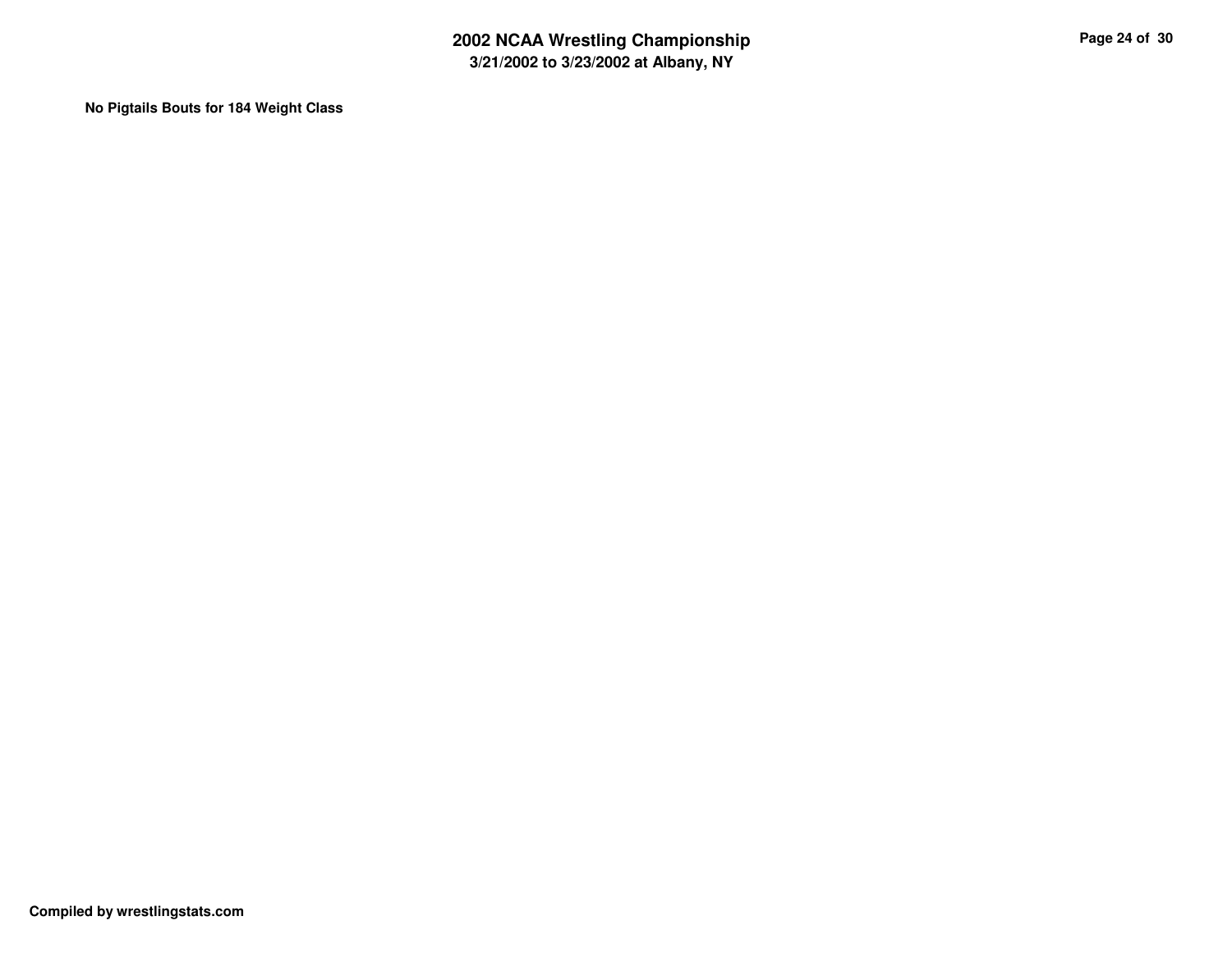**No Pigtails Bouts for 184 Weight Class**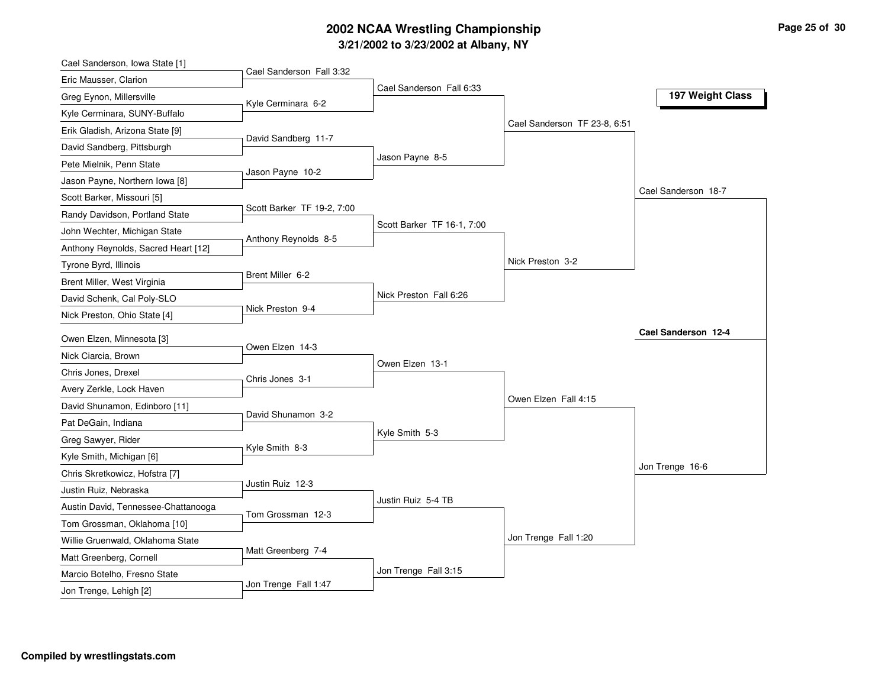# 2002 NCAA Wrestling Championship

## 3/21/2002 to 3/23/2002 at Albany, NY

### 197 Weight Class

**First Round**

- Cael Sanderson, Iowa State [1] vs Eric Mausser, Clarion — Cael Sanderson Fall 3:32
- Greg Eynon, Millersville vs Kyle Cerminara, SUNY-Buffalo — Kyle Cerminara 6-2
- Erik Gladish, Arizona State [9] vs David Sandberg, Pittsburgh — David Sandberg 11-7
- Pete Mielnik, Penn State vs Jason Payne, Northern Iowa [8] — Jason Payne 10-2
- Scott Barker, Missouri [5] vs Randy Davidson, Portland State — Scott Barker TF 19-2, 7:00
- John Wechter, Michigan State vs Anthony Reynolds, Sacred Heart [12] — Anthony Reynolds 8-5
- Tyrone Byrd, Illinois vs Brent Miller, West Virginia — Brent Miller 6-2
- David Schenk, Cal Poly-SLO vs Nick Preston, Ohio State [4] — Nick Preston 9-4
- Owen Elzen, Minnesota [3] vs Nick Ciarcia, Brown — Owen Elzen 14-3
- Chris Jones, Drexel vs Avery Zerkle, Lock Haven — Chris Jones 3-1
- David Shunamon, Edinboro [11] vs Pat DeGain, Indiana — David Shunamon 3-2
- Greg Sawyer, Rider vs Kyle Smith, Michigan [6] — Kyle Smith 8-3
- Chris Skretkowicz, Hofstra [7] vs Justin Ruiz, Nebraska — Justin Ruiz 12-3
- Austin David, Tennessee-Chattanooga vs Tom Grossman, Oklahoma [10] — Tom Grossman 12-3
- Willie Gruenwald, Oklahoma State vs Matt Greenberg, Cornell — Matt Greenberg 7-4
- Marcio Botelho, Fresno State vs Jon Trenge, Lehigh [2] — Jon Trenge Fall 1:47

**Second Round**

- Cael Sanderson Fall 6:33
- Jason Payne 8-5
- Scott Barker TF 16-1, 7:00
- Nick Preston Fall 6:26
- Owen Elzen 13-1
- Kyle Smith 5-3
- Justin Ruiz 5-4 TB
- Jon Trenge Fall 3:15

**Quarterfinals**

- Cael Sanderson TF 23-8, 6:51
- Nick Preston 3-2
- Owen Elzen Fall 4:15
- Jon Trenge Fall 1:20

**Semifinals**

- Cael Sanderson 18-7
- Jon Trenge 16-6

**Final**

- **Cael Sanderson 12-4**

**Compiled by wrestlingstats.com**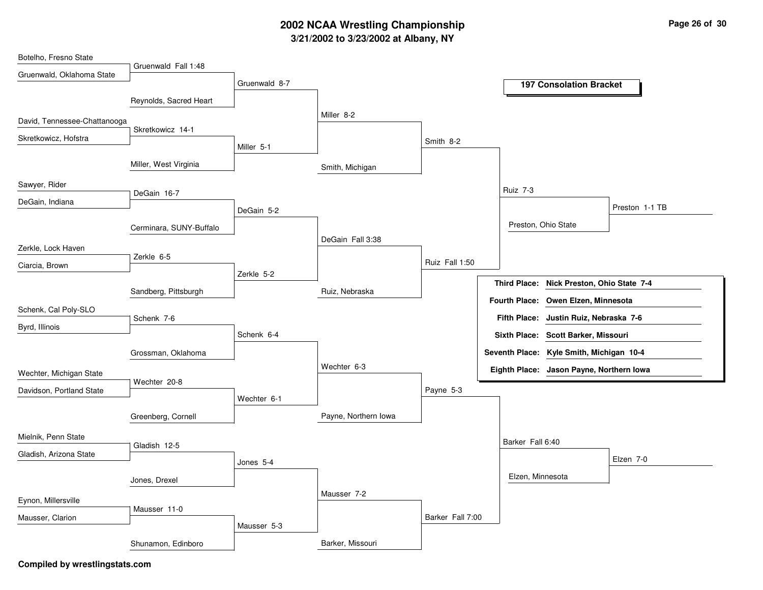# 2002 NCAA Wrestling Championship

### 3/21/2002 to 3/23/2002 at Albany, NY

## 197 Consolation Bracket

**Round 1:**
- Botelho, Fresno State vs Gruenwald, Oklahoma State — Gruenwald Fall 1:48
- David, Tennessee-Chattanooga vs Skretkowicz, Hofstra — Skretkowicz 14-1
- Sawyer, Rider vs DeGain, Indiana — DeGain 16-7
- Zerkle, Lock Haven vs Ciarcia, Brown — Zerkle 6-5
- Schenk, Cal Poly-SLO vs Byrd, Illinois — Schenk 7-6
- Wechter, Michigan State vs Davidson, Portland State — Wechter 20-8
- Mielnik, Penn State vs Gladish, Arizona State — Gladish 12-5
- Eynon, Millersville vs Mausser, Clarion — Mausser 11-0

**Round 2:**
- Gruenwald vs Reynolds, Sacred Heart — Gruenwald 8-7
- Skretkowicz vs Miller, West Virginia — Miller 5-1
- DeGain vs Cerminara, SUNY-Buffalo — DeGain 5-2
- Zerkle vs Sandberg, Pittsburgh — Zerkle 5-2
- Schenk vs Grossman, Oklahoma — Schenk 6-4
- Wechter vs Greenberg, Cornell — Wechter 6-1
- Gladish vs Jones, Drexel — Jones 5-4
- Mausser vs Shunamon, Edinboro — Mausser 5-3

**Round 3:**
- Gruenwald vs Miller — Miller 8-2
- DeGain vs Zerkle — DeGain Fall 3:38
- Schenk vs Wechter — Wechter 6-3
- Jones vs Mausser — Mausser 7-2

**Round 4:**
- Miller vs Smith, Michigan — Smith 8-2
- DeGain vs Ruiz, Nebraska — Ruiz Fall 1:50
- Wechter vs Payne, Northern Iowa — Payne 5-3
- Mausser vs Barker, Missouri — Barker Fall 7:00

**Round 5:**
- Smith vs Ruiz — Ruiz 7-3
- Payne vs Barker — Barker Fall 6:40

**Round 6:**
- Ruiz vs Preston, Ohio State — Preston 1-1 TB
- Barker vs Elzen, Minnesota — Elzen 7-0

| Place | Wrestler |
|---|---|
| Third Place: | **Nick Preston, Ohio State 7-4** |
| Fourth Place: | **Owen Elzen, Minnesota** |
| Fifth Place: | **Justin Ruiz, Nebraska 7-6** |
| Sixth Place: | **Scott Barker, Missouri** |
| Seventh Place: | **Kyle Smith, Michigan 10-4** |
| Eighth Place: | **Jason Payne, Northern Iowa** |

**Compiled by wrestlingstats.com**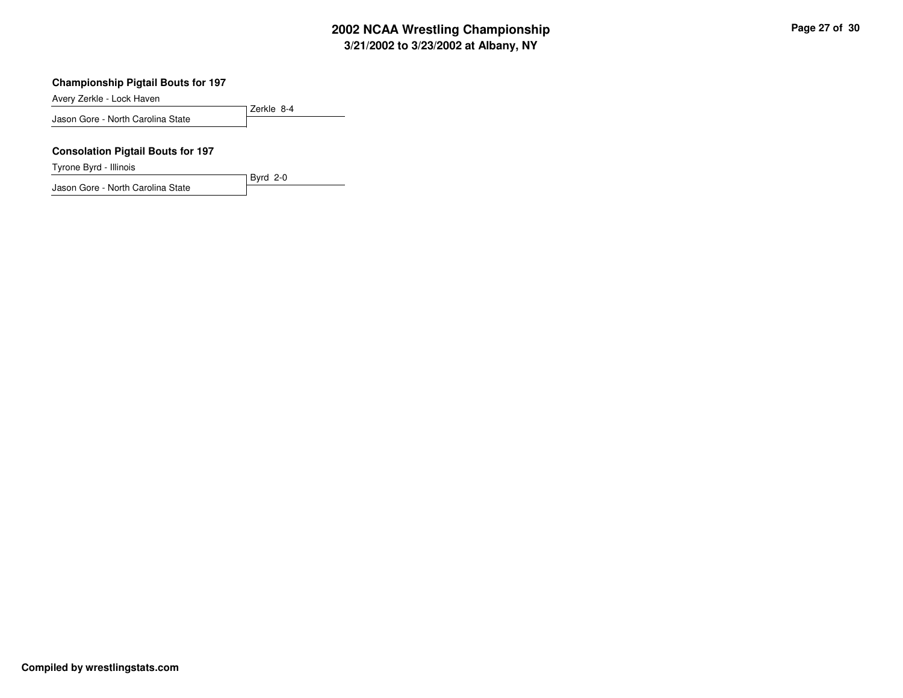### Championship Pigtail Bouts for 197

Avery Zerkle - Lock Haven

Jason Gore - North Carolina State

Zerkle 8-4

### Consolation Pigtail Bouts for 197

Tyrone Byrd - Illinois

Jason Gore - North Carolina State

Byrd 2-0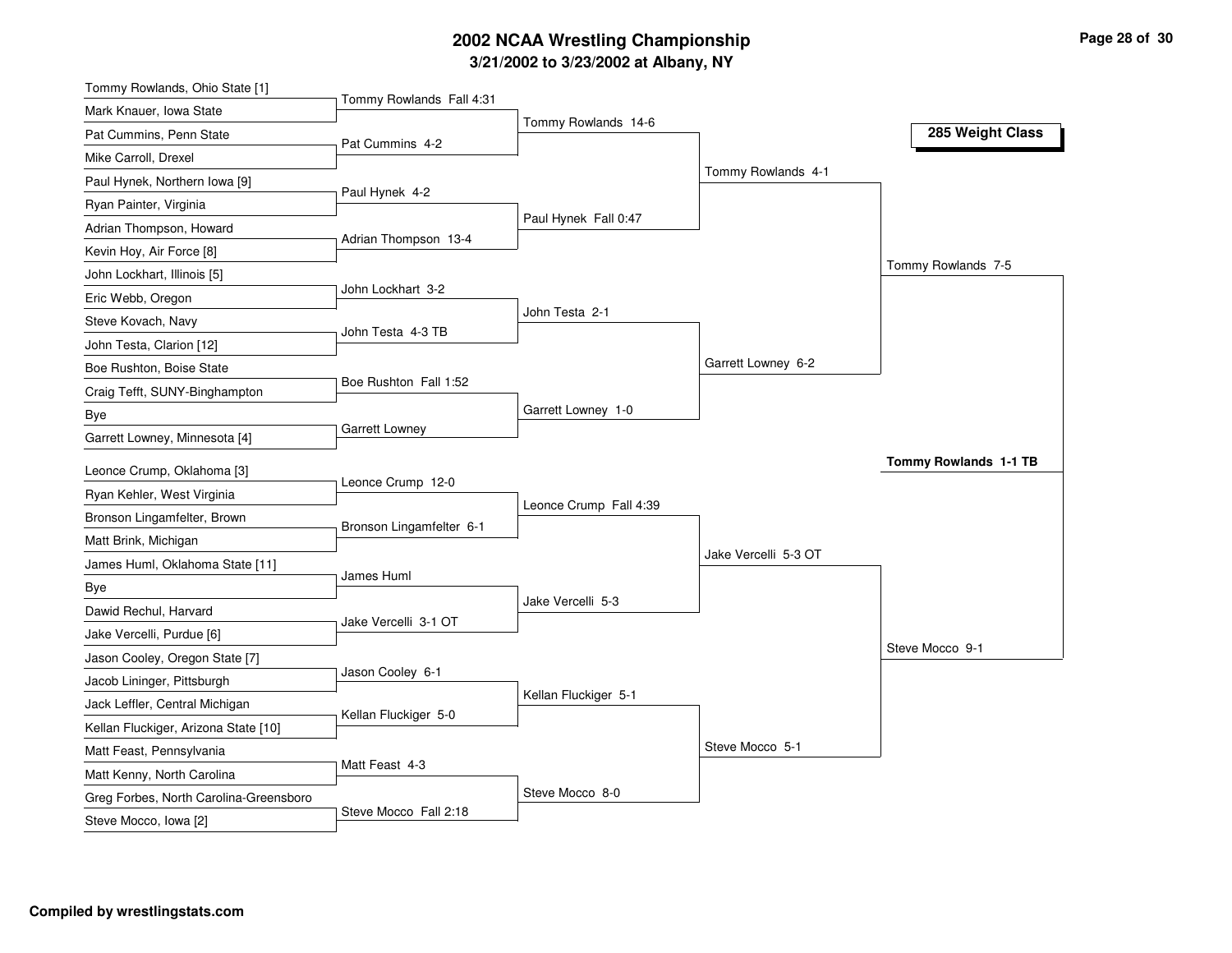# 2002 NCAA Wrestling Championship

### 3/21/2002 to 3/23/2002 at Albany, NY

**285 Weight Class**

## First Round

| Wrestler 1 | Wrestler 2 | Result |
|---|---|---|
| Tommy Rowlands, Ohio State [1] | Mark Knauer, Iowa State | Tommy Rowlands Fall 4:31 |
| Pat Cummins, Penn State | Mike Carroll, Drexel | Pat Cummins 4-2 |
| Paul Hynek, Northern Iowa [9] | Ryan Painter, Virginia | Paul Hynek 4-2 |
| Adrian Thompson, Howard | Kevin Hoy, Air Force [8] | Adrian Thompson 13-4 |
| John Lockhart, Illinois [5] | Eric Webb, Oregon | John Lockhart 3-2 |
| Steve Kovach, Navy | John Testa, Clarion [12] | John Testa 4-3 TB |
| Boe Rushton, Boise State | Craig Tefft, SUNY-Binghampton | Boe Rushton Fall 1:52 |
| Bye | Garrett Lowney, Minnesota [4] | Garrett Lowney |
| Leonce Crump, Oklahoma [3] | Ryan Kehler, West Virginia | Leonce Crump 12-0 |
| Bronson Lingamfelter, Brown | Matt Brink, Michigan | Bronson Lingamfelter 6-1 |
| James Huml, Oklahoma State [11] | Bye | James Huml |
| Dawid Rechul, Harvard | Jake Vercelli, Purdue [6] | Jake Vercelli 3-1 OT |
| Jason Cooley, Oregon State [7] | Jacob Lininger, Pittsburgh | Jason Cooley 6-1 |
| Jack Leffler, Central Michigan | Kellan Fluckiger, Arizona State [10] | Kellan Fluckiger 5-0 |
| Matt Feast, Pennsylvania | Matt Kenny, North Carolina | Matt Feast 4-3 |
| Greg Forbes, North Carolina-Greensboro | Steve Mocco, Iowa [2] | Steve Mocco Fall 2:18 |

## Second Round

- Tommy Rowlands 14-6
- Paul Hynek Fall 0:47
- John Testa 2-1
- Garrett Lowney 1-0
- Leonce Crump Fall 4:39
- Jake Vercelli 5-3
- Kellan Fluckiger 5-1
- Steve Mocco 8-0

## Quarterfinals

- Tommy Rowlands 4-1
- Garrett Lowney 6-2
- Jake Vercelli 5-3 OT
- Steve Mocco 5-1

## Semifinals

- Tommy Rowlands 7-5
- Steve Mocco 9-1

## Championship

**Tommy Rowlands 1-1 TB**

**Compiled by wrestlingstats.com**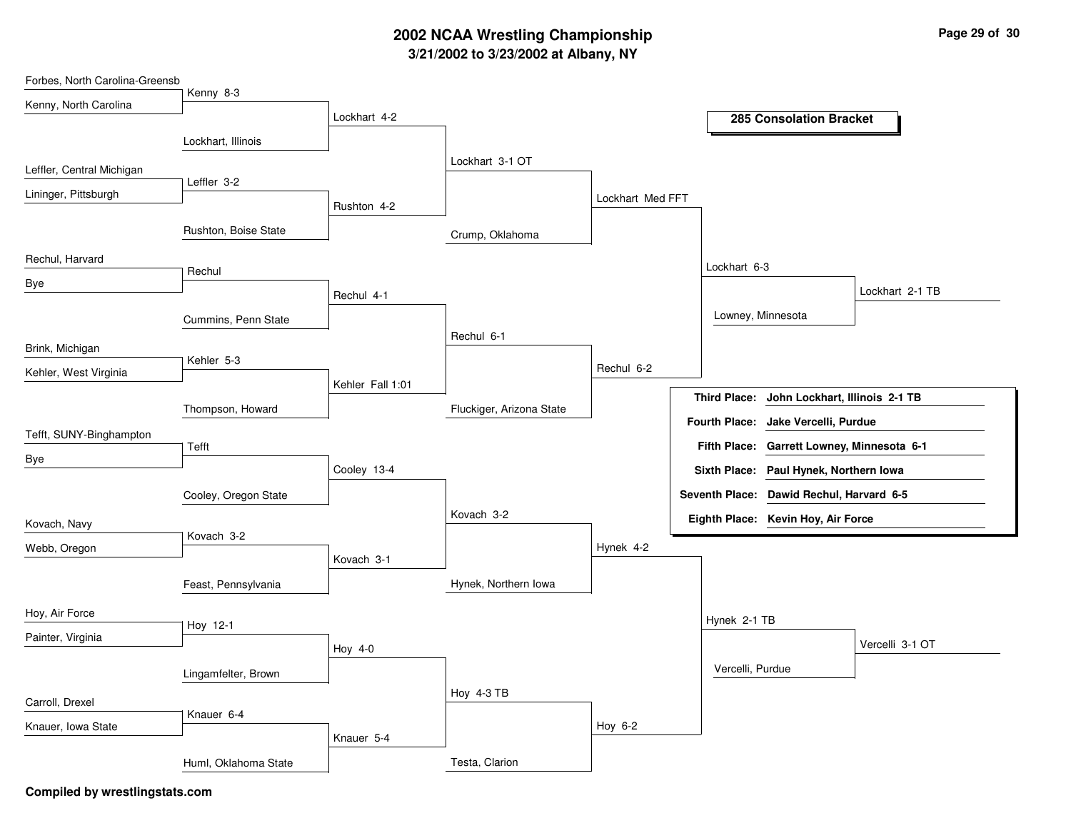# 2002 NCAA Wrestling Championship

**3/21/2002 to 3/23/2002 at Albany, NY**

## 285 Consolation Bracket

### Round 1

| Wrestler A | Wrestler B | Result |
|---|---|---|
| Forbes, North Carolina-Greensb | Kenny, North Carolina | Kenny 8-3 |
| Leffler, Central Michigan | Lininger, Pittsburgh | Leffler 3-2 |
| Rechul, Harvard | Bye | Rechul |
| Brink, Michigan | Kehler, West Virginia | Kehler 5-3 |
| Tefft, SUNY-Binghampton | Bye | Tefft |
| Kovach, Navy | Webb, Oregon | Kovach 3-2 |
| Hoy, Air Force | Painter, Virginia | Hoy 12-1 |
| Carroll, Drexel | Knauer, Iowa State | Knauer 6-4 |

### Round 2

| Wrestler A | Wrestler B | Result |
|---|---|---|
| Kenny | Lockhart, Illinois | Lockhart 4-2 |
| Leffler | Rushton, Boise State | Rushton 4-2 |
| Rechul | Cummins, Penn State | Rechul 4-1 |
| Kehler | Thompson, Howard | Kehler Fall 1:01 |
| Tefft | Cooley, Oregon State | Cooley 13-4 |
| Kovach | Feast, Pennsylvania | Kovach 3-1 |
| Hoy | Lingamfelter, Brown | Hoy 4-0 |
| Knauer | Huml, Oklahoma State | Knauer 5-4 |

### Round 3

| Wrestler A | Wrestler B | Result |
|---|---|---|
| Lockhart | Rushton | Lockhart 3-1 OT |
| Rechul | Kehler | Rechul 6-1 |
| Cooley | Kovach | Kovach 3-2 |
| Hoy | Knauer | Hoy 4-3 TB |

### Round 4

| Wrestler A | Wrestler B | Result |
|---|---|---|
| Lockhart | Crump, Oklahoma | Lockhart Med FFT |
| Rechul | Fluckiger, Arizona State | Rechul 6-2 |
| Kovach | Hynek, Northern Iowa | Hynek 4-2 |
| Hoy | Testa, Clarion | Hoy 6-2 |

### Round 5

| Wrestler A | Wrestler B | Result |
|---|---|---|
| Lockhart | Rechul | Lockhart 6-3 |
| Hynek | Hoy | Hynek 2-1 TB |

### Round 6

| Wrestler A | Wrestler B | Result |
|---|---|---|
| Lockhart | Lowney, Minnesota | Lockhart 2-1 TB |
| Hynek | Vercelli, Purdue | Vercelli 3-1 OT |

### Final Placements

| Place | Wrestler |
|---|---|
| Third Place: | **John Lockhart, Illinois 2-1 TB** |
| Fourth Place: | **Jake Vercelli, Purdue** |
| Fifth Place: | **Garrett Lowney, Minnesota 6-1** |
| Sixth Place: | **Paul Hynek, Northern Iowa** |
| Seventh Place: | **Dawid Rechul, Harvard 6-5** |
| Eighth Place: | **Kevin Hoy, Air Force** |

**Compiled by wrestlingstats.com**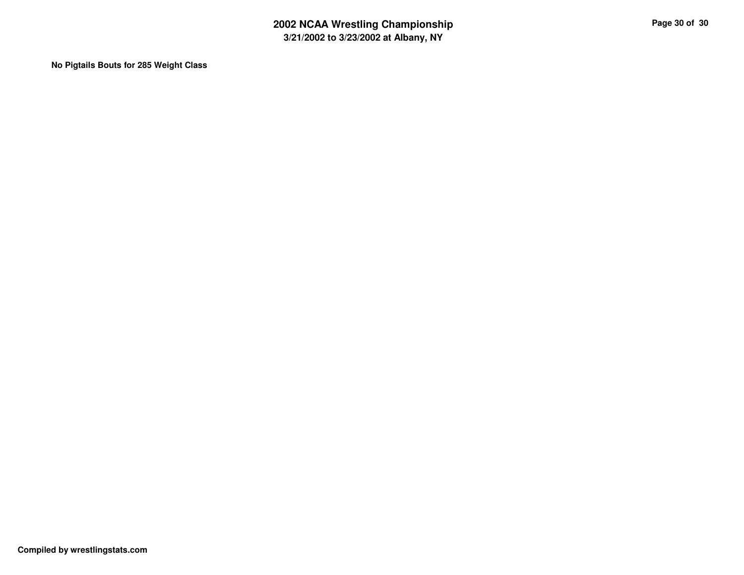**No Pigtails Bouts for 285 Weight Class**